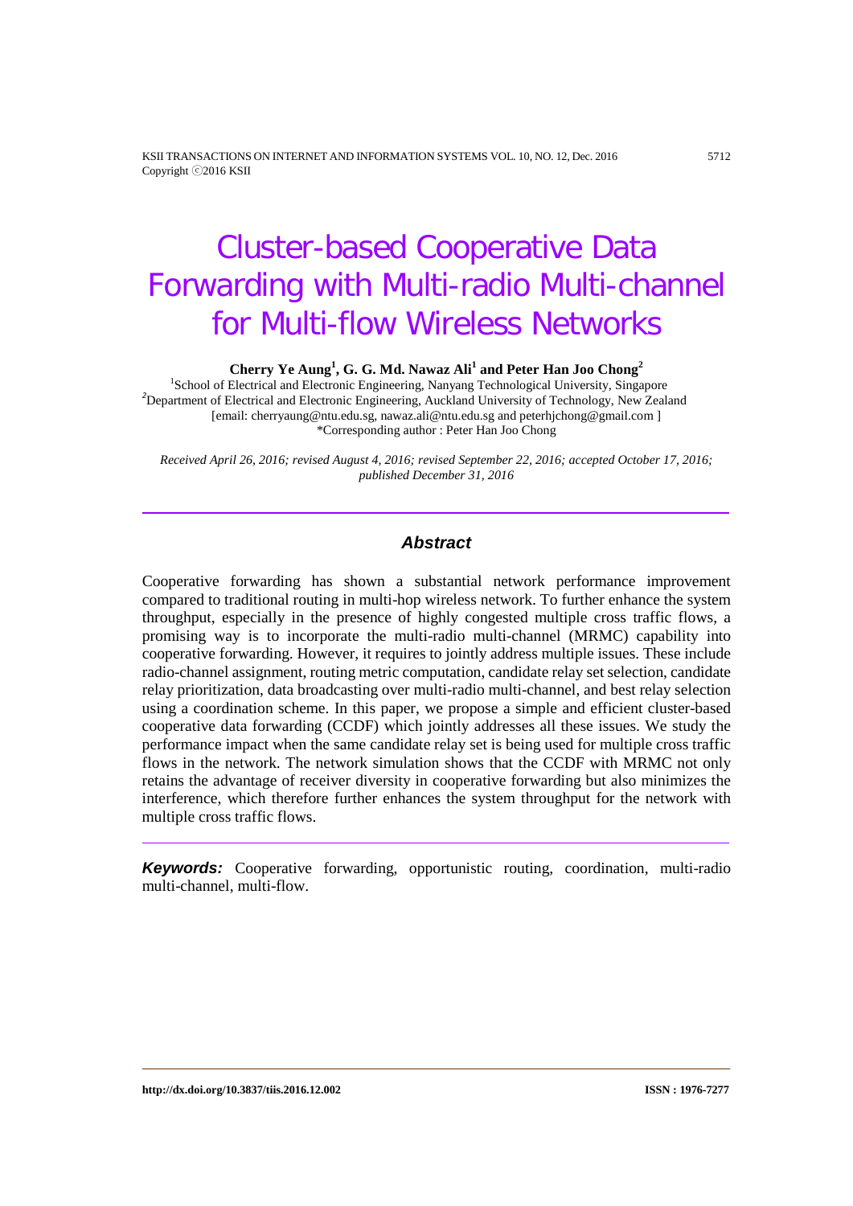# Cluster-based Cooperative Data Forwarding with Multi-radio Multi-channel for Multi-flow Wireless Networks

**Cherry Ye Aung[1], G. G. Md. Nawaz Ali[1] and Peter Han Joo Chong[2]**

[1]School of Electrical and Electronic Engineering, Nanyang Technological University, Singapore
[2]Department of Electrical and Electronic Engineering, Auckland University of Technology, New Zealand
[email: cherryaung@ntu.edu.sg, nawaz.ali@ntu.edu.sg and peterhjchong@gmail.com ]
*Corresponding author : Peter Han Joo Chong

*Received April 26, 2016; revised August 4, 2016; revised September 22, 2016; accepted October 17, 2016; published December 31, 2016*

## Abstract

Cooperative forwarding has shown a substantial network performance improvement compared to traditional routing in multi-hop wireless network. To further enhance the system throughput, especially in the presence of highly congested multiple cross traffic flows, a promising way is to incorporate the multi-radio multi-channel (MRMC) capability into cooperative forwarding. However, it requires to jointly address multiple issues. These include radio-channel assignment, routing metric computation, candidate relay set selection, candidate relay prioritization, data broadcasting over multi-radio multi-channel, and best relay selection using a coordination scheme. In this paper, we propose a simple and efficient cluster-based cooperative data forwarding (CCDF) which jointly addresses all these issues. We study the performance impact when the same candidate relay set is being used for multiple cross traffic flows in the network. The network simulation shows that the CCDF with MRMC not only retains the advantage of receiver diversity in cooperative forwarding but also minimizes the interference, which therefore further enhances the system throughput for the network with multiple cross traffic flows.

***Keywords:*** Cooperative forwarding, opportunistic routing, coordination, multi-radio multi-channel, multi-flow.

**http://dx.doi.org/10.3837/tiis.2016.12.002** **ISSN : 1976-7277**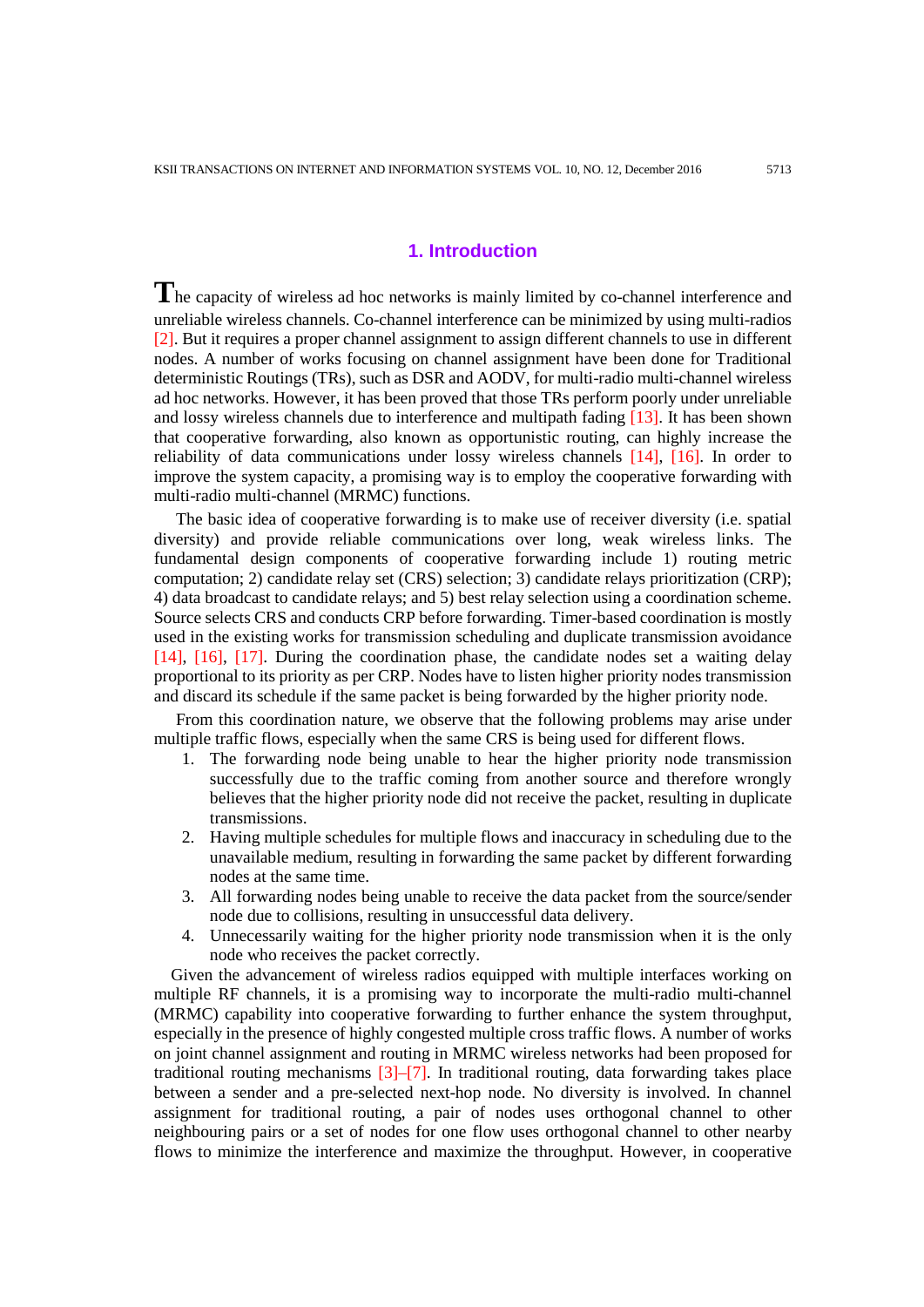## 1. Introduction

The capacity of wireless ad hoc networks is mainly limited by co-channel interference and unreliable wireless channels. Co-channel interference can be minimized by using multi-radios [2]. But it requires a proper channel assignment to assign different channels to use in different nodes. A number of works focusing on channel assignment have been done for Traditional deterministic Routings (TRs), such as DSR and AODV, for multi-radio multi-channel wireless ad hoc networks. However, it has been proved that those TRs perform poorly under unreliable and lossy wireless channels due to interference and multipath fading [13]. It has been shown that cooperative forwarding, also known as opportunistic routing, can highly increase the reliability of data communications under lossy wireless channels [14], [16]. In order to improve the system capacity, a promising way is to employ the cooperative forwarding with multi-radio multi-channel (MRMC) functions.

The basic idea of cooperative forwarding is to make use of receiver diversity (i.e. spatial diversity) and provide reliable communications over long, weak wireless links. The fundamental design components of cooperative forwarding include 1) routing metric computation; 2) candidate relay set (CRS) selection; 3) candidate relays prioritization (CRP); 4) data broadcast to candidate relays; and 5) best relay selection using a coordination scheme. Source selects CRS and conducts CRP before forwarding. Timer-based coordination is mostly used in the existing works for transmission scheduling and duplicate transmission avoidance [14], [16], [17]. During the coordination phase, the candidate nodes set a waiting delay proportional to its priority as per CRP. Nodes have to listen higher priority nodes transmission and discard its schedule if the same packet is being forwarded by the higher priority node.

From this coordination nature, we observe that the following problems may arise under multiple traffic flows, especially when the same CRS is being used for different flows.

1. The forwarding node being unable to hear the higher priority node transmission successfully due to the traffic coming from another source and therefore wrongly believes that the higher priority node did not receive the packet, resulting in duplicate transmissions.
2. Having multiple schedules for multiple flows and inaccuracy in scheduling due to the unavailable medium, resulting in forwarding the same packet by different forwarding nodes at the same time.
3. All forwarding nodes being unable to receive the data packet from the source/sender node due to collisions, resulting in unsuccessful data delivery.
4. Unnecessarily waiting for the higher priority node transmission when it is the only node who receives the packet correctly.

Given the advancement of wireless radios equipped with multiple interfaces working on multiple RF channels, it is a promising way to incorporate the multi-radio multi-channel (MRMC) capability into cooperative forwarding to further enhance the system throughput, especially in the presence of highly congested multiple cross traffic flows. A number of works on joint channel assignment and routing in MRMC wireless networks had been proposed for traditional routing mechanisms [3]–[7]. In traditional routing, data forwarding takes place between a sender and a pre-selected next-hop node. No diversity is involved. In channel assignment for traditional routing, a pair of nodes uses orthogonal channel to other neighbouring pairs or a set of nodes for one flow uses orthogonal channel to other nearby flows to minimize the interference and maximize the throughput. However, in cooperative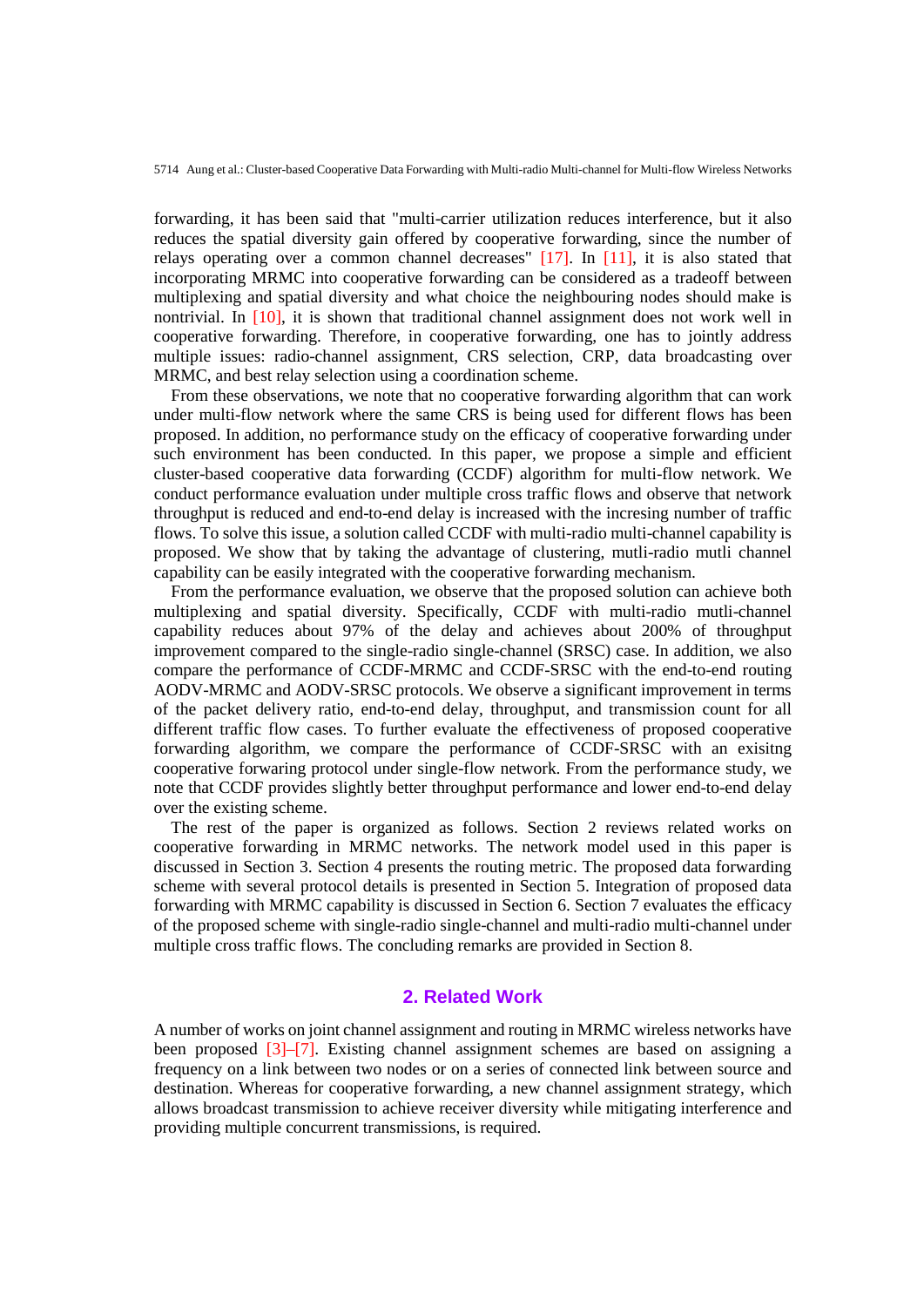forwarding, it has been said that "multi-carrier utilization reduces interference, but it also reduces the spatial diversity gain offered by cooperative forwarding, since the number of relays operating over a common channel decreases" [17]. In [11], it is also stated that incorporating MRMC into cooperative forwarding can be considered as a tradeoff between multiplexing and spatial diversity and what choice the neighbouring nodes should make is nontrivial. In [10], it is shown that traditional channel assignment does not work well in cooperative forwarding. Therefore, in cooperative forwarding, one has to jointly address multiple issues: radio-channel assignment, CRS selection, CRP, data broadcasting over MRMC, and best relay selection using a coordination scheme.

From these observations, we note that no cooperative forwarding algorithm that can work under multi-flow network where the same CRS is being used for different flows has been proposed. In addition, no performance study on the efficacy of cooperative forwarding under such environment has been conducted. In this paper, we propose a simple and efficient cluster-based cooperative data forwarding (CCDF) algorithm for multi-flow network. We conduct performance evaluation under multiple cross traffic flows and observe that network throughput is reduced and end-to-end delay is increased with the incresing number of traffic flows. To solve this issue, a solution called CCDF with multi-radio multi-channel capability is proposed. We show that by taking the advantage of clustering, mutli-radio mutli channel capability can be easily integrated with the cooperative forwarding mechanism.

From the performance evaluation, we observe that the proposed solution can achieve both multiplexing and spatial diversity. Specifically, CCDF with multi-radio mutli-channel capability reduces about 97% of the delay and achieves about 200% of throughput improvement compared to the single-radio single-channel (SRSC) case. In addition, we also compare the performance of CCDF-MRMC and CCDF-SRSC with the end-to-end routing AODV-MRMC and AODV-SRSC protocols. We observe a significant improvement in terms of the packet delivery ratio, end-to-end delay, throughput, and transmission count for all different traffic flow cases. To further evaluate the effectiveness of proposed cooperative forwarding algorithm, we compare the performance of CCDF-SRSC with an exisitng cooperative forwaring protocol under single-flow network. From the performance study, we note that CCDF provides slightly better throughput performance and lower end-to-end delay over the existing scheme.

The rest of the paper is organized as follows. Section 2 reviews related works on cooperative forwarding in MRMC networks. The network model used in this paper is discussed in Section 3. Section 4 presents the routing metric. The proposed data forwarding scheme with several protocol details is presented in Section 5. Integration of proposed data forwarding with MRMC capability is discussed in Section 6. Section 7 evaluates the efficacy of the proposed scheme with single-radio single-channel and multi-radio multi-channel under multiple cross traffic flows. The concluding remarks are provided in Section 8.

## 2. Related Work

A number of works on joint channel assignment and routing in MRMC wireless networks have been proposed [3]–[7]. Existing channel assignment schemes are based on assigning a frequency on a link between two nodes or on a series of connected link between source and destination. Whereas for cooperative forwarding, a new channel assignment strategy, which allows broadcast transmission to achieve receiver diversity while mitigating interference and providing multiple concurrent transmissions, is required.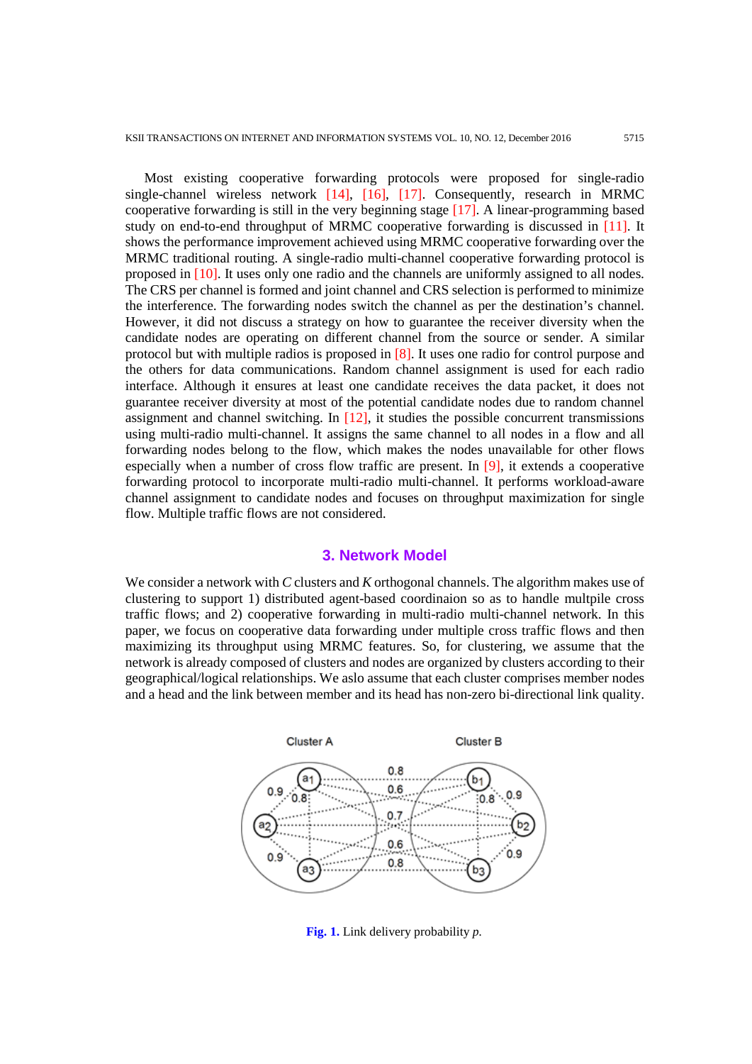Most existing cooperative forwarding protocols were proposed for single-radio single-channel wireless network [14], [16], [17]. Consequently, research in MRMC cooperative forwarding is still in the very beginning stage [17]. A linear-programming based study on end-to-end throughput of MRMC cooperative forwarding is discussed in [11]. It shows the performance improvement achieved using MRMC cooperative forwarding over the MRMC traditional routing. A single-radio multi-channel cooperative forwarding protocol is proposed in [10]. It uses only one radio and the channels are uniformly assigned to all nodes. The CRS per channel is formed and joint channel and CRS selection is performed to minimize the interference. The forwarding nodes switch the channel as per the destination's channel. However, it did not discuss a strategy on how to guarantee the receiver diversity when the candidate nodes are operating on different channel from the source or sender. A similar protocol but with multiple radios is proposed in [8]. It uses one radio for control purpose and the others for data communications. Random channel assignment is used for each radio interface. Although it ensures at least one candidate receives the data packet, it does not guarantee receiver diversity at most of the potential candidate nodes due to random channel assignment and channel switching. In [12], it studies the possible concurrent transmissions using multi-radio multi-channel. It assigns the same channel to all nodes in a flow and all forwarding nodes belong to the flow, which makes the nodes unavailable for other flows especially when a number of cross flow traffic are present. In [9], it extends a cooperative forwarding protocol to incorporate multi-radio multi-channel. It performs workload-aware channel assignment to candidate nodes and focuses on throughput maximization for single flow. Multiple traffic flows are not considered.

## 3. Network Model

We consider a network with *C* clusters and *K* orthogonal channels. The algorithm makes use of clustering to support 1) distributed agent-based coordinaion so as to handle multpile cross traffic flows; and 2) cooperative forwarding in multi-radio multi-channel network. In this paper, we focus on cooperative data forwarding under multiple cross traffic flows and then maximizing its throughput using MRMC features. So, for clustering, we assume that the network is already composed of clusters and nodes are organized by clusters according to their geographical/logical relationships. We aslo assume that each cluster comprises member nodes and a head and the link between member and its head has non-zero bi-directional link quality.

**Fig. 1.** Link delivery probability *p*.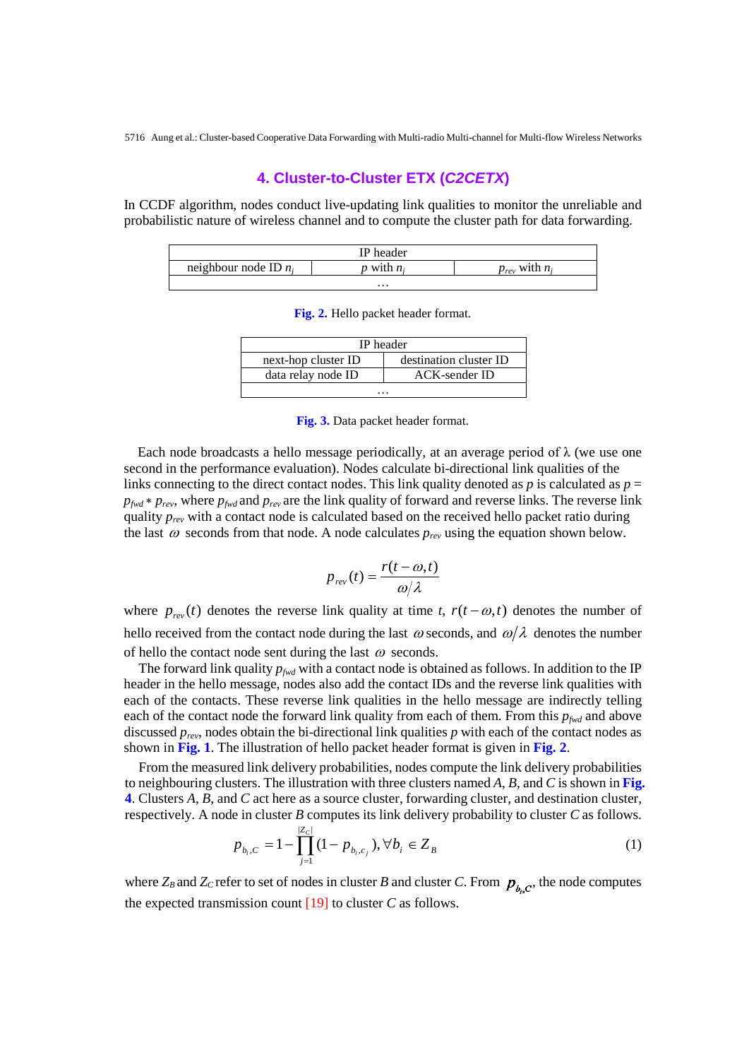## 4. Cluster-to-Cluster ETX (*C2CETX*)

In CCDF algorithm, nodes conduct live-updating link qualities to monitor the unreliable and probabilistic nature of wireless channel and to compute the cluster path for data forwarding.

| IP header | | |
|---|---|---|
| neighbour node ID $n_j$ | $p$ with $n_j$ | $p_{rev}$ with $n_j$ |
| … | | |

**Fig. 2.** Hello packet header format.

| IP header | |
|---|---|
| next-hop cluster ID | destination cluster ID |
| data relay node ID | ACK-sender ID |
| … | |

**Fig. 3.** Data packet header format.

Each node broadcasts a hello message periodically, at an average period of $\lambda$ (we use one second in the performance evaluation). Nodes calculate bi-directional link qualities of the links connecting to the direct contact nodes. This link quality denoted as $p$ is calculated as $p = p_{fwd} * p_{rev}$, where $p_{fwd}$ and $p_{rev}$ are the link quality of forward and reverse links. The reverse link quality $p_{rev}$ with a contact node is calculated based on the received hello packet ratio during the last $\omega$ seconds from that node. A node calculates $p_{rev}$ using the equation shown below.

$$p_{rev}(t) = \frac{r(t-\omega, t)}{\omega/\lambda}$$

where $p_{rev}(t)$ denotes the reverse link quality at time $t$, $r(t-\omega, t)$ denotes the number of hello received from the contact node during the last $\omega$ seconds, and $\omega/\lambda$ denotes the number of hello the contact node sent during the last $\omega$ seconds.

The forward link quality $p_{fwd}$ with a contact node is obtained as follows. In addition to the IP header in the hello message, nodes also add the contact IDs and the reverse link qualities with each of the contacts. These reverse link qualities in the hello message are indirectly telling each of the contact node the forward link quality from each of them. From this $p_{fwd}$ and above discussed $p_{rev}$, nodes obtain the bi-directional link qualities $p$ with each of the contact nodes as shown in **Fig. 1**. The illustration of hello packet header format is given in **Fig. 2**.

From the measured link delivery probabilities, nodes compute the link delivery probabilities to neighbouring clusters. The illustration with three clusters named $A$, $B$, and $C$ is shown in **Fig. 4**. Clusters $A$, $B$, and $C$ act here as a source cluster, forwarding cluster, and destination cluster, respectively. A node in cluster $B$ computes its link delivery probability to cluster $C$ as follows.

$$p_{b_i,C} = 1 - \prod_{j=1}^{|Z_C|} (1 - p_{b_i,c_j}), \forall b_i \in Z_B \tag{1}$$

where $Z_B$ and $Z_C$ refer to set of nodes in cluster $B$ and cluster $C$. From $p_{b_i,C}$, the node computes the expected transmission count [19] to cluster $C$ as follows.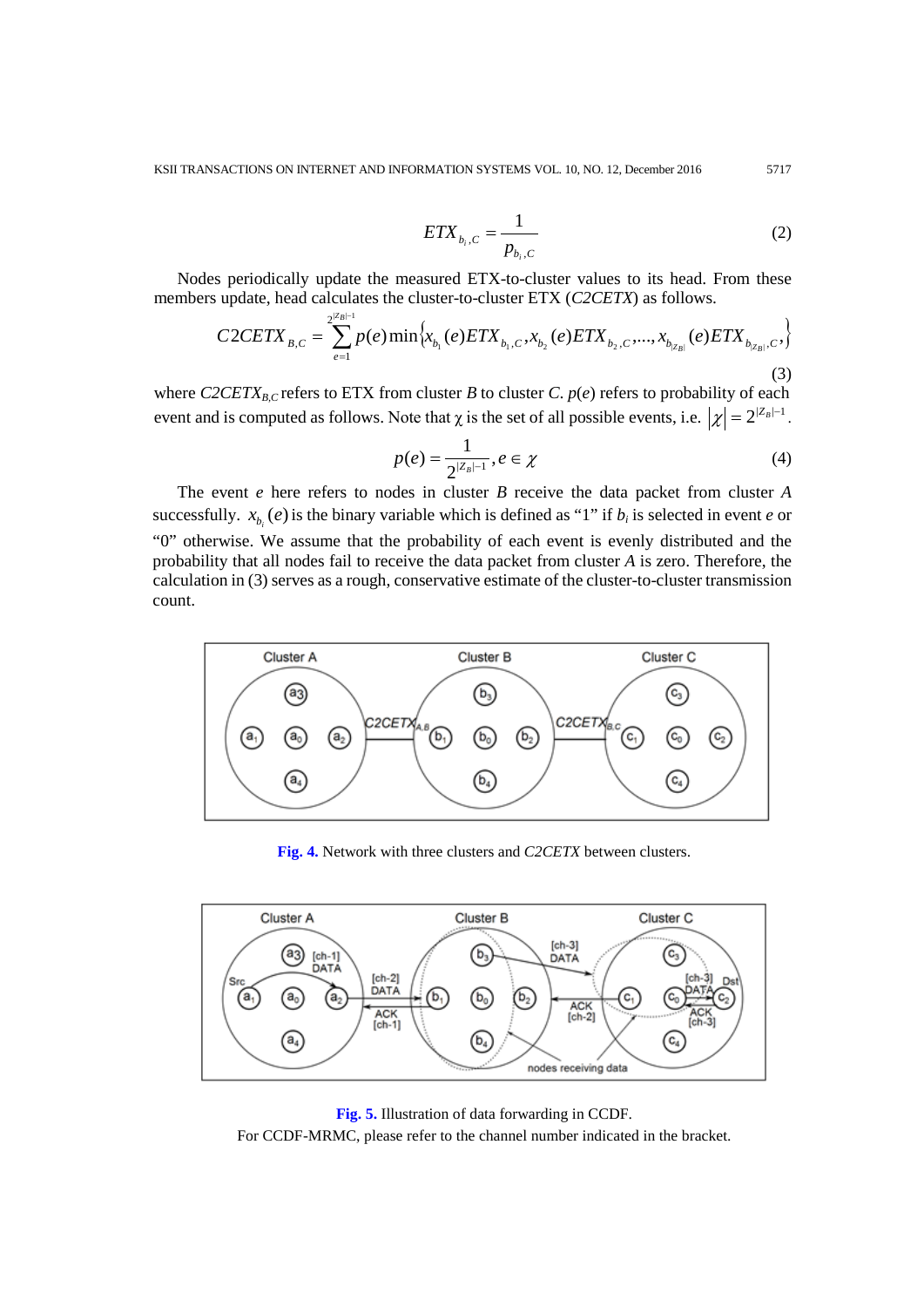$$ETX_{b_i,C} = \frac{1}{p_{b_i,C}} \tag{2}$$

Nodes periodically update the measured ETX-to-cluster values to its head. From these members update, head calculates the cluster-to-cluster ETX (*C2CETX*) as follows.

$$C2CETX_{B,C} = \sum_{e=1}^{2^{|Z_B|-1}} p(e) \min\left\{ x_{b_1}(e) ETX_{b_1,C}, x_{b_2}(e) ETX_{b_2,C}, \ldots, x_{b_{|Z_B|}}(e) ETX_{b_{|Z_B|},C}, \right\} \tag{3}$$

where $C2CETX_{B,C}$ refers to ETX from cluster $B$ to cluster $C$. $p(e)$ refers to probability of each event and is computed as follows. Note that $\chi$ is the set of all possible events, i.e. $|\chi| = 2^{|Z_B|-1}$.

$$p(e) = \frac{1}{2^{|Z_B|-1}}, e \in \chi \tag{4}$$

The event $e$ here refers to nodes in cluster $B$ receive the data packet from cluster $A$ successfully. $x_{b_i}(e)$ is the binary variable which is defined as "1" if $b_i$ is selected in event $e$ or "0" otherwise. We assume that the probability of each event is evenly distributed and the probability that all nodes fail to receive the data packet from cluster $A$ is zero. Therefore, the calculation in (3) serves as a rough, conservative estimate of the cluster-to-cluster transmission count.

**Fig. 4.** Network with three clusters and *C2CETX* between clusters.

**Fig. 5.** Illustration of data forwarding in CCDF.
For CCDF-MRMC, please refer to the channel number indicated in the bracket.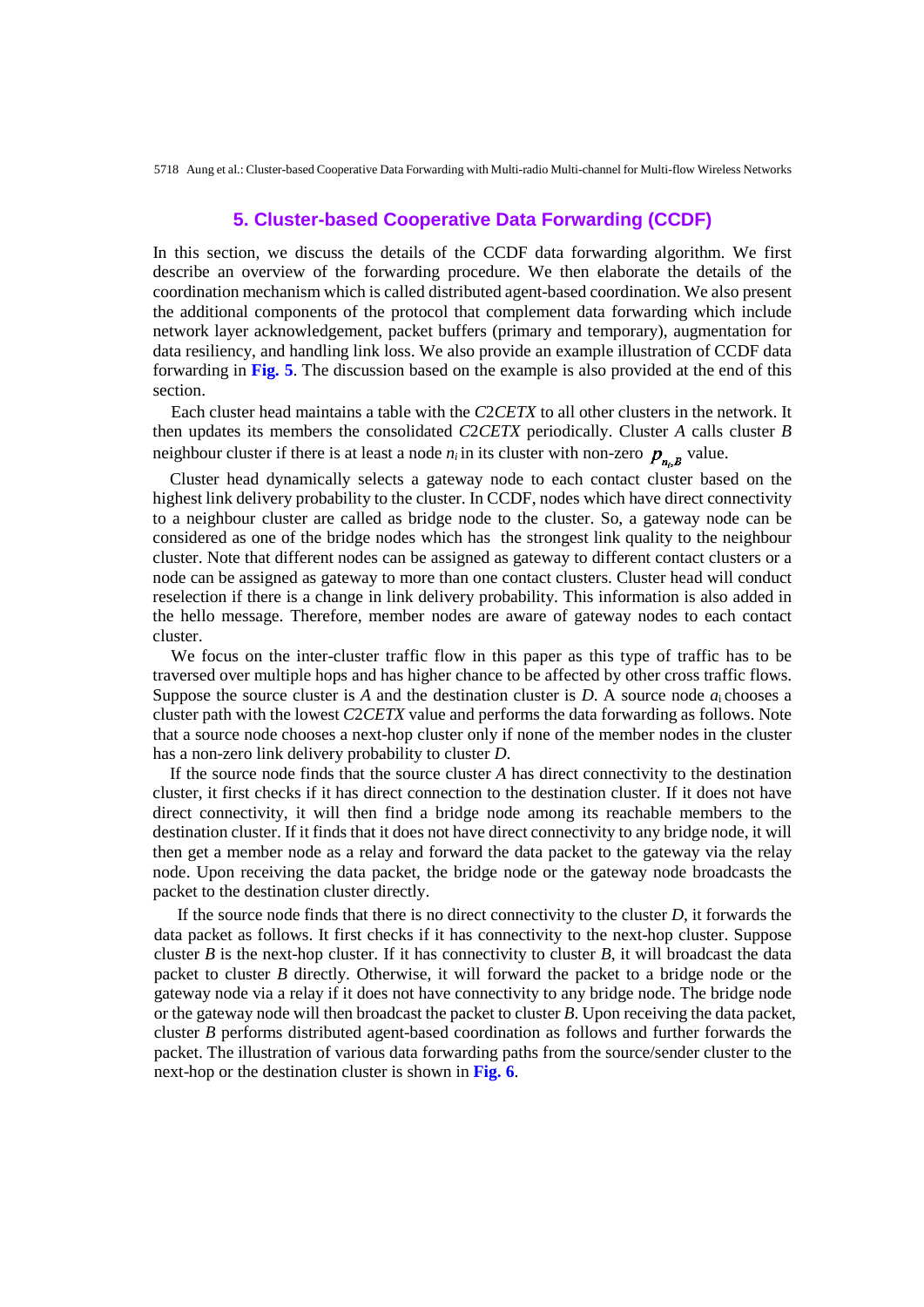## 5. Cluster-based Cooperative Data Forwarding (CCDF)

In this section, we discuss the details of the CCDF data forwarding algorithm. We first describe an overview of the forwarding procedure. We then elaborate the details of the coordination mechanism which is called distributed agent-based coordination. We also present the additional components of the protocol that complement data forwarding which include network layer acknowledgement, packet buffers (primary and temporary), augmentation for data resiliency, and handling link loss. We also provide an example illustration of CCDF data forwarding in **Fig. 5**. The discussion based on the example is also provided at the end of this section.

Each cluster head maintains a table with the *C*2*CETX* to all other clusters in the network. It then updates its members the consolidated *C2CETX* periodically. Cluster *A* calls cluster *B* neighbour cluster if there is at least a node $n_i$ in its cluster with non-zero $p_{n_i,B}$ value.

Cluster head dynamically selects a gateway node to each contact cluster based on the highest link delivery probability to the cluster. In CCDF, nodes which have direct connectivity to a neighbour cluster are called as bridge node to the cluster. So, a gateway node can be considered as one of the bridge nodes which has the strongest link quality to the neighbour cluster. Note that different nodes can be assigned as gateway to different contact clusters or a node can be assigned as gateway to more than one contact clusters. Cluster head will conduct reselection if there is a change in link delivery probability. This information is also added in the hello message. Therefore, member nodes are aware of gateway nodes to each contact cluster.

We focus on the inter-cluster traffic flow in this paper as this type of traffic has to be traversed over multiple hops and has higher chance to be affected by other cross traffic flows. Suppose the source cluster is *A* and the destination cluster is *D*. A source node $a_i$ chooses a cluster path with the lowest *C*2*CETX* value and performs the data forwarding as follows. Note that a source node chooses a next-hop cluster only if none of the member nodes in the cluster has a non-zero link delivery probability to cluster *D*.

If the source node finds that the source cluster *A* has direct connectivity to the destination cluster, it first checks if it has direct connection to the destination cluster. If it does not have direct connectivity, it will then find a bridge node among its reachable members to the destination cluster. If it finds that it does not have direct connectivity to any bridge node, it will then get a member node as a relay and forward the data packet to the gateway via the relay node. Upon receiving the data packet, the bridge node or the gateway node broadcasts the packet to the destination cluster directly.

If the source node finds that there is no direct connectivity to the cluster *D*, it forwards the data packet as follows. It first checks if it has connectivity to the next-hop cluster. Suppose cluster *B* is the next-hop cluster. If it has connectivity to cluster *B*, it will broadcast the data packet to cluster *B* directly. Otherwise, it will forward the packet to a bridge node or the gateway node via a relay if it does not have connectivity to any bridge node. The bridge node or the gateway node will then broadcast the packet to cluster *B*. Upon receiving the data packet, cluster *B* performs distributed agent-based coordination as follows and further forwards the packet. The illustration of various data forwarding paths from the source/sender cluster to the next-hop or the destination cluster is shown in **Fig. 6**.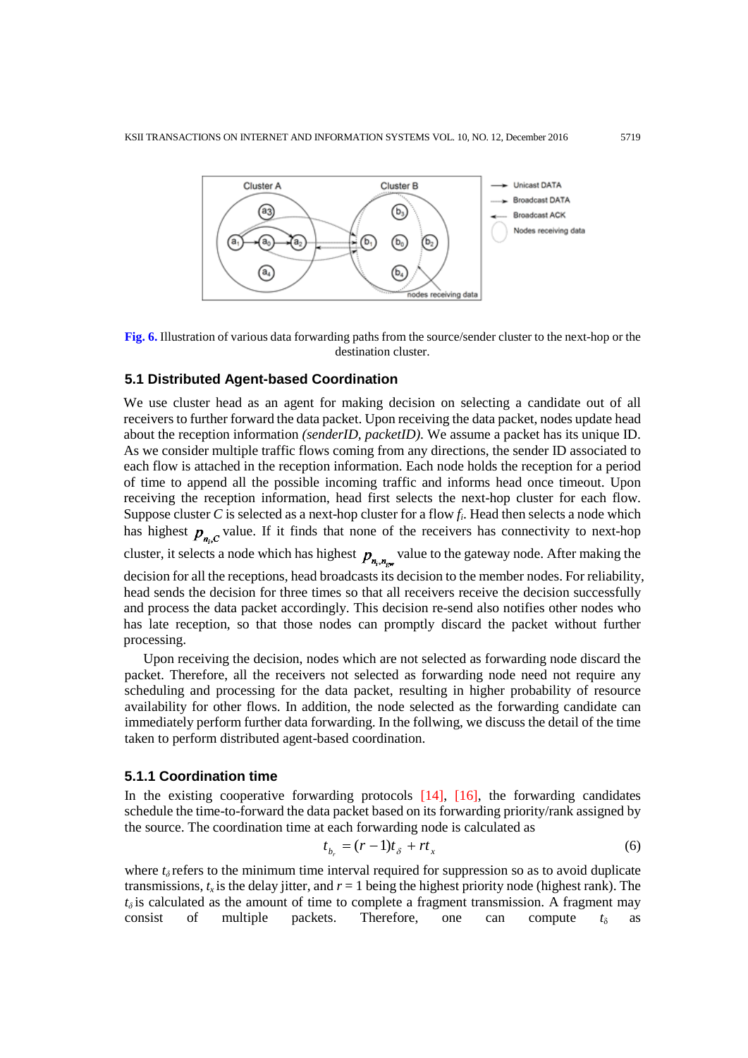Fig. 6. Illustration of various data forwarding paths from the source/sender cluster to the next-hop or the destination cluster.

### 5.1 Distributed Agent-based Coordination

We use cluster head as an agent for making decision on selecting a candidate out of all receivers to further forward the data packet. Upon receiving the data packet, nodes update head about the reception information *(senderID, packetID)*. We assume a packet has its unique ID. As we consider multiple traffic flows coming from any directions, the sender ID associated to each flow is attached in the reception information. Each node holds the reception for a period of time to append all the possible incoming traffic and informs head once timeout. Upon receiving the reception information, head first selects the next-hop cluster for each flow. Suppose cluster $C$ is selected as a next-hop cluster for a flow $f_i$. Head then selects a node which has highest $p_{n_i,C}$ value. If it finds that none of the receivers has connectivity to next-hop cluster, it selects a node which has highest $p_{n_i,n_{gw}}$ value to the gateway node. After making the decision for all the receptions, head broadcasts its decision to the member nodes. For reliability, head sends the decision for three times so that all receivers receive the decision successfully and process the data packet accordingly. This decision re-send also notifies other nodes who has late reception, so that those nodes can promptly discard the packet without further processing.

Upon receiving the decision, nodes which are not selected as forwarding node discard the packet. Therefore, all the receivers not selected as forwarding node need not require any scheduling and processing for the data packet, resulting in higher probability of resource availability for other flows. In addition, the node selected as the forwarding candidate can immediately perform further data forwarding. In the follwing, we discuss the detail of the time taken to perform distributed agent-based coordination.

#### 5.1.1 Coordination time

In the existing cooperative forwarding protocols [14], [16], the forwarding candidates schedule the time-to-forward the data packet based on its forwarding priority/rank assigned by the source. The coordination time at each forwarding node is calculated as

$$t_{b_r} = (r-1)t_\delta + rt_x \tag{6}$$

where $t_\delta$ refers to the minimum time interval required for suppression so as to avoid duplicate transmissions, $t_x$ is the delay jitter, and $r = 1$ being the highest priority node (highest rank). The $t_\delta$ is calculated as the amount of time to complete a fragment transmission. A fragment may consist of multiple packets. Therefore, one can compute $t_\delta$ as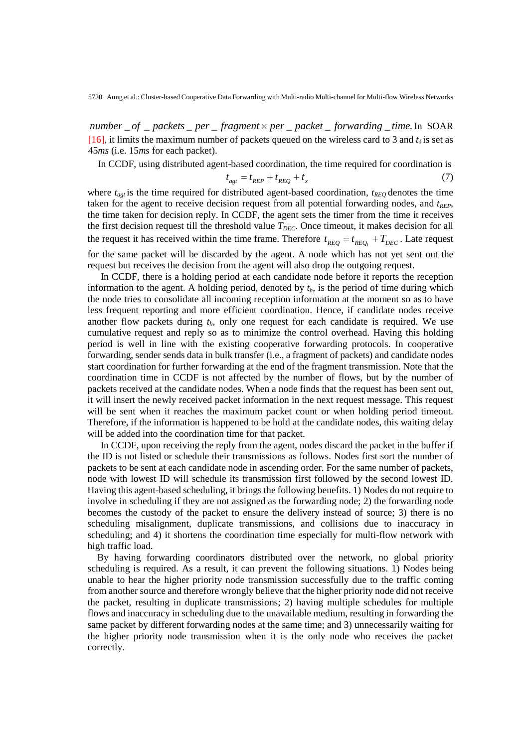$number\_of\_packets\_per\_fragment \times per\_packet\_forwarding\_time.$ In SOAR [16], it limits the maximum number of packets queued on the wireless card to 3 and $t_\delta$ is set as 45*ms* (i.e. 15*ms* for each packet).

In CCDF, using distributed agent-based coordination, the time required for coordination is

$$t_{agt} = t_{REP} + t_{REQ} + t_x \tag{7}$$

where $t_{agt}$ is the time required for distributed agent-based coordination, $t_{REQ}$ denotes the time taken for the agent to receive decision request from all potential forwarding nodes, and $t_{REP}$, the time taken for decision reply. In CCDF, the agent sets the timer from the time it receives the first decision request till the threshold value $T_{DEC}$. Once timeout, it makes decision for all the request it has received within the time frame. Therefore $t_{REQ} = t_{REQ_1} + T_{DEC}$. Late request for the same packet will be discarded by the agent. A node which has not yet sent out the request but receives the decision from the agent will also drop the outgoing request.

In CCDF, there is a holding period at each candidate node before it reports the reception information to the agent. A holding period, denoted by $t_h$, is the period of time during which the node tries to consolidate all incoming reception information at the moment so as to have less frequent reporting and more efficient coordination. Hence, if candidate nodes receive another flow packets during $t_h$, only one request for each candidate is required. We use cumulative request and reply so as to minimize the control overhead. Having this holding period is well in line with the existing cooperative forwarding protocols. In cooperative forwarding, sender sends data in bulk transfer (i.e., a fragment of packets) and candidate nodes start coordination for further forwarding at the end of the fragment transmission. Note that the coordination time in CCDF is not affected by the number of flows, but by the number of packets received at the candidate nodes. When a node finds that the request has been sent out, it will insert the newly received packet information in the next request message. This request will be sent when it reaches the maximum packet count or when holding period timeout. Therefore, if the information is happened to be hold at the candidate nodes, this waiting delay will be added into the coordination time for that packet.

In CCDF, upon receiving the reply from the agent, nodes discard the packet in the buffer if the ID is not listed or schedule their transmissions as follows. Nodes first sort the number of packets to be sent at each candidate node in ascending order. For the same number of packets, node with lowest ID will schedule its transmission first followed by the second lowest ID. Having this agent-based scheduling, it brings the following benefits. 1) Nodes do not require to involve in scheduling if they are not assigned as the forwarding node; 2) the forwarding node becomes the custody of the packet to ensure the delivery instead of source; 3) there is no scheduling misalignment, duplicate transmissions, and collisions due to inaccuracy in scheduling; and 4) it shortens the coordination time especially for multi-flow network with high traffic load.

By having forwarding coordinators distributed over the network, no global priority scheduling is required. As a result, it can prevent the following situations. 1) Nodes being unable to hear the higher priority node transmission successfully due to the traffic coming from another source and therefore wrongly believe that the higher priority node did not receive the packet, resulting in duplicate transmissions; 2) having multiple schedules for multiple flows and inaccuracy in scheduling due to the unavailable medium, resulting in forwarding the same packet by different forwarding nodes at the same time; and 3) unnecessarily waiting for the higher priority node transmission when it is the only node who receives the packet correctly.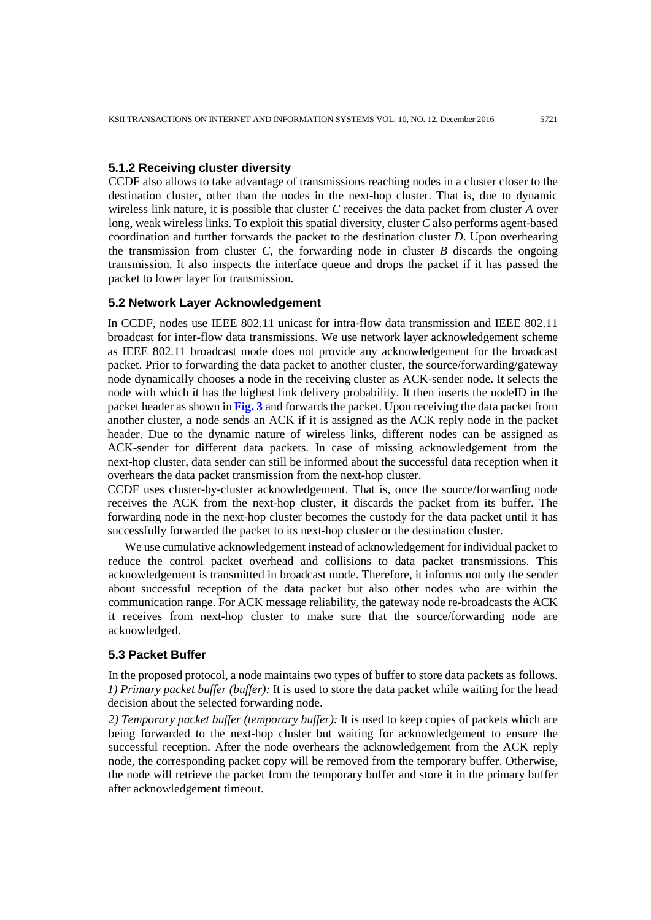#### 5.1.2 Receiving cluster diversity

CCDF also allows to take advantage of transmissions reaching nodes in a cluster closer to the destination cluster, other than the nodes in the next-hop cluster. That is, due to dynamic wireless link nature, it is possible that cluster *C* receives the data packet from cluster *A* over long, weak wireless links. To exploit this spatial diversity, cluster *C* also performs agent-based coordination and further forwards the packet to the destination cluster *D*. Upon overhearing the transmission from cluster *C*, the forwarding node in cluster *B* discards the ongoing transmission. It also inspects the interface queue and drops the packet if it has passed the packet to lower layer for transmission.

### 5.2 Network Layer Acknowledgement

In CCDF, nodes use IEEE 802.11 unicast for intra-flow data transmission and IEEE 802.11 broadcast for inter-flow data transmissions. We use network layer acknowledgement scheme as IEEE 802.11 broadcast mode does not provide any acknowledgement for the broadcast packet. Prior to forwarding the data packet to another cluster, the source/forwarding/gateway node dynamically chooses a node in the receiving cluster as ACK-sender node. It selects the node with which it has the highest link delivery probability. It then inserts the nodeID in the packet header as shown in **Fig. 3** and forwards the packet. Upon receiving the data packet from another cluster, a node sends an ACK if it is assigned as the ACK reply node in the packet header. Due to the dynamic nature of wireless links, different nodes can be assigned as ACK-sender for different data packets. In case of missing acknowledgement from the next-hop cluster, data sender can still be informed about the successful data reception when it overhears the data packet transmission from the next-hop cluster.

CCDF uses cluster-by-cluster acknowledgement. That is, once the source/forwarding node receives the ACK from the next-hop cluster, it discards the packet from its buffer. The forwarding node in the next-hop cluster becomes the custody for the data packet until it has successfully forwarded the packet to its next-hop cluster or the destination cluster.

We use cumulative acknowledgement instead of acknowledgement for individual packet to reduce the control packet overhead and collisions to data packet transmissions. This acknowledgement is transmitted in broadcast mode. Therefore, it informs not only the sender about successful reception of the data packet but also other nodes who are within the communication range. For ACK message reliability, the gateway node re-broadcasts the ACK it receives from next-hop cluster to make sure that the source/forwarding node are acknowledged.

### 5.3 Packet Buffer

In the proposed protocol, a node maintains two types of buffer to store data packets as follows.

*1) Primary packet buffer (buffer):* It is used to store the data packet while waiting for the head decision about the selected forwarding node.

*2) Temporary packet buffer (temporary buffer):* It is used to keep copies of packets which are being forwarded to the next-hop cluster but waiting for acknowledgement to ensure the successful reception. After the node overhears the acknowledgement from the ACK reply node, the corresponding packet copy will be removed from the temporary buffer. Otherwise, the node will retrieve the packet from the temporary buffer and store it in the primary buffer after acknowledgement timeout.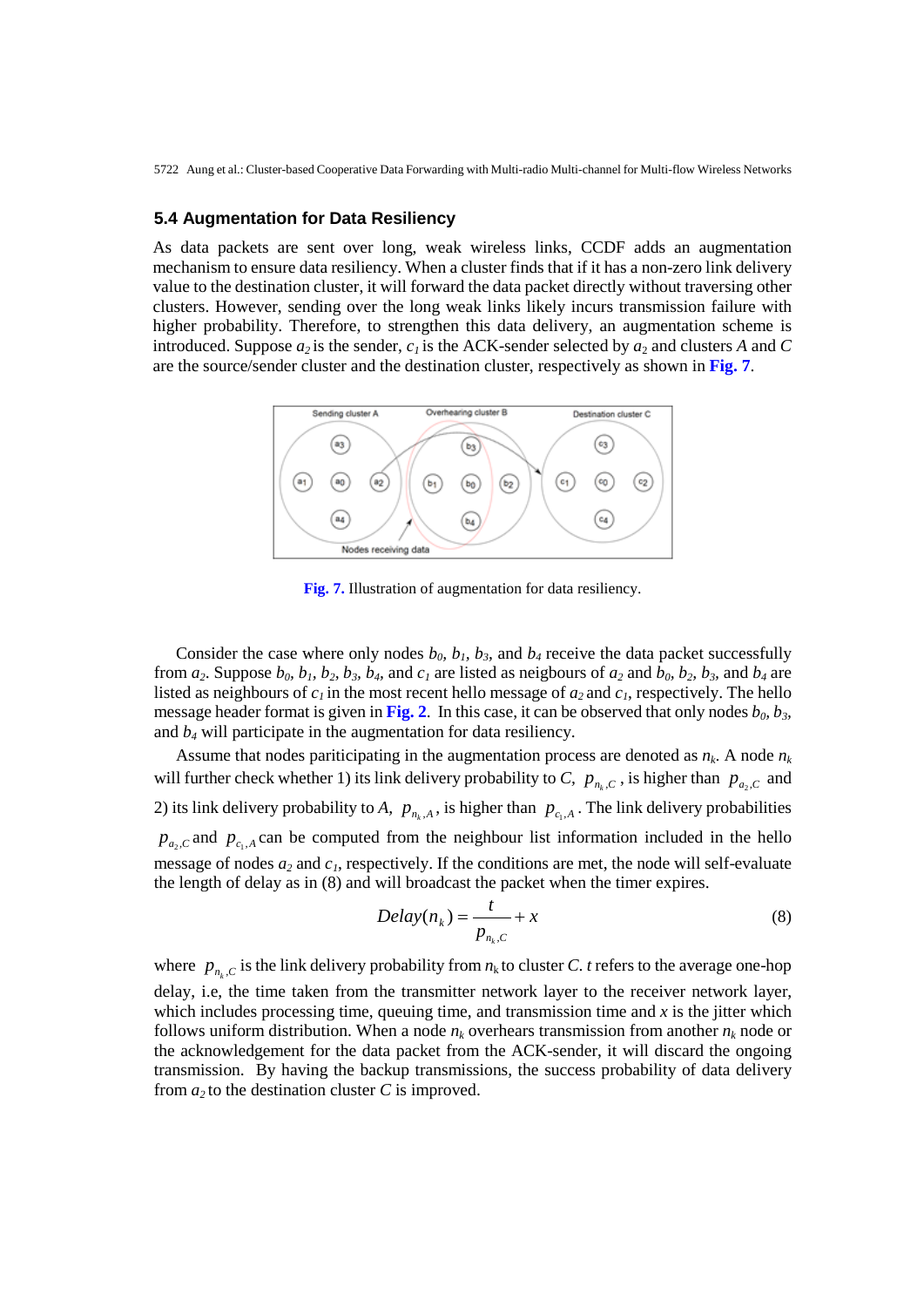### 5.4 Augmentation for Data Resiliency

As data packets are sent over long, weak wireless links, CCDF adds an augmentation mechanism to ensure data resiliency. When a cluster finds that if it has a non-zero link delivery value to the destination cluster, it will forward the data packet directly without traversing other clusters. However, sending over the long weak links likely incurs transmission failure with higher probability. Therefore, to strengthen this data delivery, an augmentation scheme is introduced. Suppose $a_2$ is the sender, $c_1$ is the ACK-sender selected by $a_2$ and clusters $A$ and $C$ are the source/sender cluster and the destination cluster, respectively as shown in **Fig. 7**.

**Fig. 7.** Illustration of augmentation for data resiliency.

Consider the case where only nodes $b_0$, $b_1$, $b_3$, and $b_4$ receive the data packet successfully from $a_2$. Suppose $b_0$, $b_1$, $b_2$, $b_3$, $b_4$, and $c_1$ are listed as neigbours of $a_2$ and $b_0$, $b_2$, $b_3$, and $b_4$ are listed as neighbours of $c_1$ in the most recent hello message of $a_2$ and $c_1$, respectively. The hello message header format is given in **Fig. 2**. In this case, it can be observed that only nodes $b_0$, $b_3$, and $b_4$ will participate in the augmentation for data resiliency.

Assume that nodes pariticipating in the augmentation process are denoted as $n_k$. A node $n_k$ will further check whether 1) its link delivery probability to $C$, $p_{n_k,C}$, is higher than $p_{a_2,C}$ and 2) its link delivery probability to $A$, $p_{n_k,A}$, is higher than $p_{c_1,A}$. The link delivery probabilities $p_{a_2,C}$ and $p_{c_1,A}$ can be computed from the neighbour list information included in the hello message of nodes $a_2$ and $c_1$, respectively. If the conditions are met, the node will self-evaluate the length of delay as in (8) and will broadcast the packet when the timer expires.

$$Delay(n_k) = \frac{t}{p_{n_k,C}} + x \tag{8}$$

where $p_{n_k,C}$ is the link delivery probability from $n_k$ to cluster $C$. $t$ refers to the average one-hop delay, i.e, the time taken from the transmitter network layer to the receiver network layer, which includes processing time, queuing time, and transmission time and $x$ is the jitter which follows uniform distribution. When a node $n_k$ overhears transmission from another $n_k$ node or the acknowledgement for the data packet from the ACK-sender, it will discard the ongoing transmission. By having the backup transmissions, the success probability of data delivery from $a_2$ to the destination cluster $C$ is improved.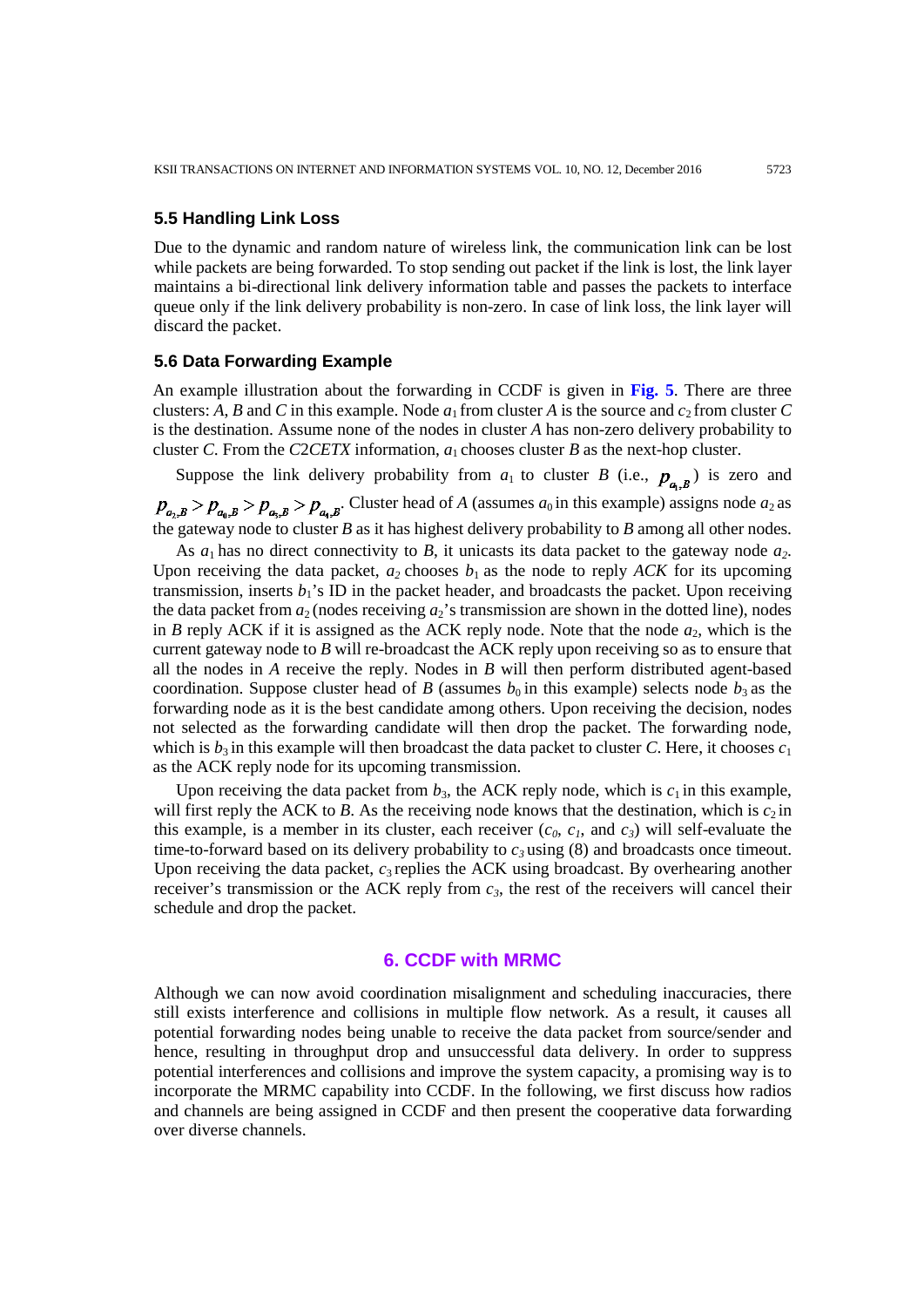### 5.5 Handling Link Loss

Due to the dynamic and random nature of wireless link, the communication link can be lost while packets are being forwarded. To stop sending out packet if the link is lost, the link layer maintains a bi-directional link delivery information table and passes the packets to interface queue only if the link delivery probability is non-zero. In case of link loss, the link layer will discard the packet.

### 5.6 Data Forwarding Example

An example illustration about the forwarding in CCDF is given in **Fig. 5**. There are three clusters: *A*, *B* and *C* in this example. Node $a_1$ from cluster *A* is the source and $c_2$ from cluster *C* is the destination. Assume none of the nodes in cluster *A* has non-zero delivery probability to cluster *C*. From the *C2CETX* information, $a_1$ chooses cluster *B* as the next-hop cluster.

Suppose the link delivery probability from $a_1$ to cluster *B* (i.e., $p_{a_1,B}$) is zero and $p_{a_2,B} > p_{a_0,B} > p_{a_3,B} > p_{a_4,B}$. Cluster head of *A* (assumes $a_0$ in this example) assigns node $a_2$ as the gateway node to cluster *B* as it has highest delivery probability to *B* among all other nodes.

As $a_1$ has no direct connectivity to *B*, it unicasts its data packet to the gateway node $a_2$. Upon receiving the data packet, $a_2$ chooses $b_1$ as the node to reply *ACK* for its upcoming transmission, inserts $b_1$'s ID in the packet header, and broadcasts the packet. Upon receiving the data packet from $a_2$ (nodes receiving $a_2$'s transmission are shown in the dotted line), nodes in *B* reply ACK if it is assigned as the ACK reply node. Note that the node $a_2$, which is the current gateway node to *B* will re-broadcast the ACK reply upon receiving so as to ensure that all the nodes in *A* receive the reply. Nodes in *B* will then perform distributed agent-based coordination. Suppose cluster head of *B* (assumes $b_0$ in this example) selects node $b_3$ as the forwarding node as it is the best candidate among others. Upon receiving the decision, nodes not selected as the forwarding candidate will then drop the packet. The forwarding node, which is $b_3$ in this example will then broadcast the data packet to cluster *C*. Here, it chooses $c_1$ as the ACK reply node for its upcoming transmission.

Upon receiving the data packet from $b_3$, the ACK reply node, which is $c_1$ in this example, will first reply the ACK to *B*. As the receiving node knows that the destination, which is $c_2$ in this example, is a member in its cluster, each receiver ($c_0$, $c_1$, and $c_3$) will self-evaluate the time-to-forward based on its delivery probability to $c_3$ using (8) and broadcasts once timeout. Upon receiving the data packet, $c_3$ replies the ACK using broadcast. By overhearing another receiver's transmission or the ACK reply from $c_3$, the rest of the receivers will cancel their schedule and drop the packet.

## 6. CCDF with MRMC

Although we can now avoid coordination misalignment and scheduling inaccuracies, there still exists interference and collisions in multiple flow network. As a result, it causes all potential forwarding nodes being unable to receive the data packet from source/sender and hence, resulting in throughput drop and unsuccessful data delivery. In order to suppress potential interferences and collisions and improve the system capacity, a promising way is to incorporate the MRMC capability into CCDF. In the following, we first discuss how radios and channels are being assigned in CCDF and then present the cooperative data forwarding over diverse channels.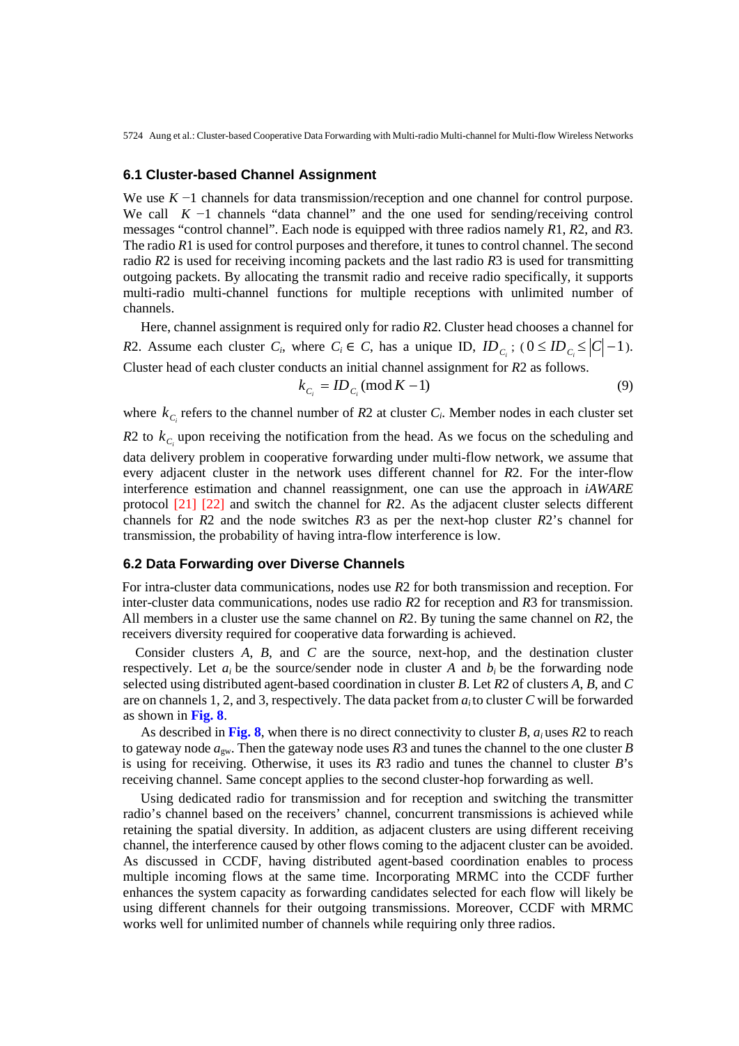### 6.1 Cluster-based Channel Assignment

We use $K-1$ channels for data transmission/reception and one channel for control purpose. We call $K-1$ channels "data channel" and the one used for sending/receiving control messages "control channel". Each node is equipped with three radios namely $R1$, $R2$, and $R3$. The radio $R1$ is used for control purposes and therefore, it tunes to control channel. The second radio $R2$ is used for receiving incoming packets and the last radio $R3$ is used for transmitting outgoing packets. By allocating the transmit radio and receive radio specifically, it supports multi-radio multi-channel functions for multiple receptions with unlimited number of channels.

Here, channel assignment is required only for radio $R2$. Cluster head chooses a channel for $R2$. Assume each cluster $C_i$, where $C_i \in C$, has a unique ID, $ID_{C_i}$; ($0 \le ID_{C_i} \le |C|-1$). Cluster head of each cluster conducts an initial channel assignment for $R2$ as follows.

$$k_{C_i} = ID_{C_i} (\bmod K-1) \tag{9}$$

where $k_{C_i}$ refers to the channel number of $R2$ at cluster $C_i$. Member nodes in each cluster set $R2$ to $k_{C_i}$ upon receiving the notification from the head. As we focus on the scheduling and data delivery problem in cooperative forwarding under multi-flow network, we assume that every adjacent cluster in the network uses different channel for $R2$. For the inter-flow interference estimation and channel reassignment, one can use the approach in *iAWARE* protocol [21] [22] and switch the channel for $R2$. As the adjacent cluster selects different channels for $R2$ and the node switches $R3$ as per the next-hop cluster $R2$'s channel for transmission, the probability of having intra-flow interference is low.

### 6.2 Data Forwarding over Diverse Channels

For intra-cluster data communications, nodes use $R2$ for both transmission and reception. For inter-cluster data communications, nodes use radio $R2$ for reception and $R3$ for transmission. All members in a cluster use the same channel on $R2$. By tuning the same channel on $R2$, the receivers diversity required for cooperative data forwarding is achieved.

Consider clusters $A$, $B$, and $C$ are the source, next-hop, and the destination cluster respectively. Let $a_i$ be the source/sender node in cluster $A$ and $b_i$ be the forwarding node selected using distributed agent-based coordination in cluster $B$. Let $R2$ of clusters $A$, $B$, and $C$ are on channels 1, 2, and 3, respectively. The data packet from $a_i$ to cluster $C$ will be forwarded as shown in **Fig. 8**.

As described in **Fig. 8**, when there is no direct connectivity to cluster $B$, $a_i$ uses $R2$ to reach to gateway node $a_{gw}$. Then the gateway node uses $R3$ and tunes the channel to the one cluster $B$ is using for receiving. Otherwise, it uses its $R3$ radio and tunes the channel to cluster $B$'s receiving channel. Same concept applies to the second cluster-hop forwarding as well.

Using dedicated radio for transmission and for reception and switching the transmitter radio's channel based on the receivers' channel, concurrent transmissions is achieved while retaining the spatial diversity. In addition, as adjacent clusters are using different receiving channel, the interference caused by other flows coming to the adjacent cluster can be avoided. As discussed in CCDF, having distributed agent-based coordination enables to process multiple incoming flows at the same time. Incorporating MRMC into the CCDF further enhances the system capacity as forwarding candidates selected for each flow will likely be using different channels for their outgoing transmissions. Moreover, CCDF with MRMC works well for unlimited number of channels while requiring only three radios.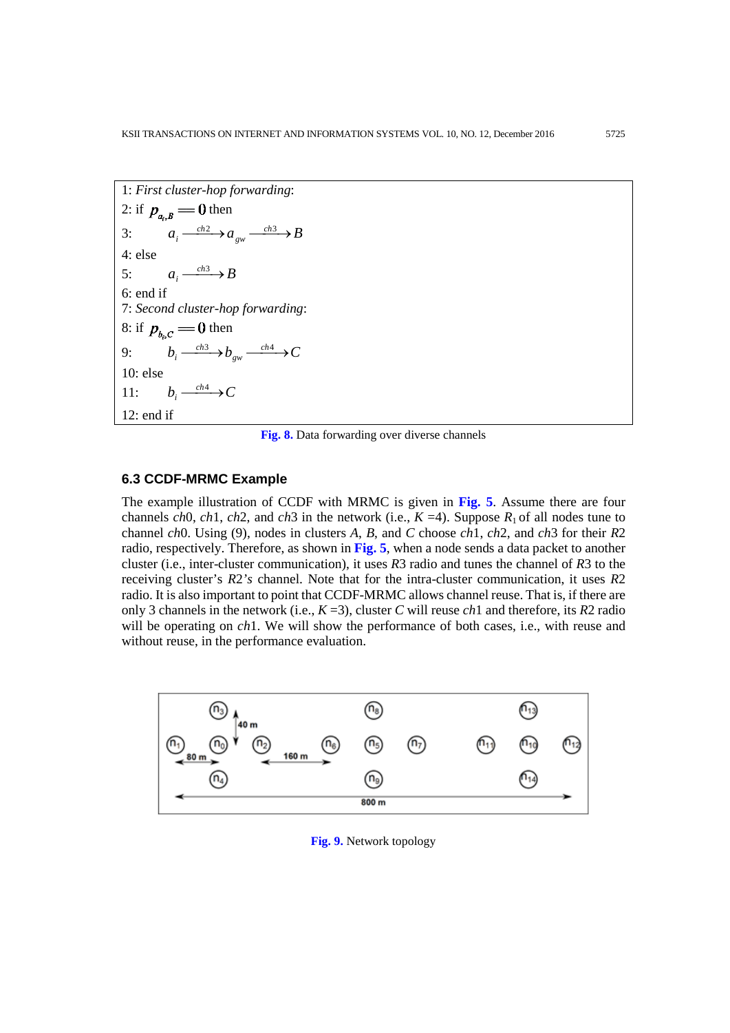1: *First cluster-hop forwarding*:
2: if $p_{a_i,B} == 0$ then
3: $a_i \xrightarrow{ch2} a_{gw} \xrightarrow{ch3} B$
4: else
5: $a_i \xrightarrow{ch3} B$
6: end if
7: *Second cluster-hop forwarding*:
8: if $p_{b_i,C} == 0$ then
9: $b_i \xrightarrow{ch3} b_{gw} \xrightarrow{ch4} C$
10: else
11: $b_i \xrightarrow{ch4} C$
12: end if

**Fig. 8.** Data forwarding over diverse channels

### 6.3 CCDF-MRMC Example

The example illustration of CCDF with MRMC is given in **Fig. 5**. Assume there are four channels *ch*0, *ch*1, *ch*2, and *ch*3 in the network (i.e., $K$ =4). Suppose $R_1$ of all nodes tune to channel *ch*0. Using (9), nodes in clusters *A*, *B*, and *C* choose *ch*1, *ch*2, and *ch*3 for their *R*2 radio, respectively. Therefore, as shown in **Fig. 5**, when a node sends a data packet to another cluster (i.e., inter-cluster communication), it uses *R*3 radio and tunes the channel of *R*3 to the receiving cluster's *R*2*'s* channel. Note that for the intra-cluster communication, it uses *R*2 radio. It is also important to point that CCDF-MRMC allows channel reuse. That is, if there are only 3 channels in the network (i.e., $K$ =3), cluster *C* will reuse *ch*1 and therefore, its *R*2 radio will be operating on *ch*1. We will show the performance of both cases, i.e., with reuse and without reuse, in the performance evaluation.

**Fig. 9.** Network topology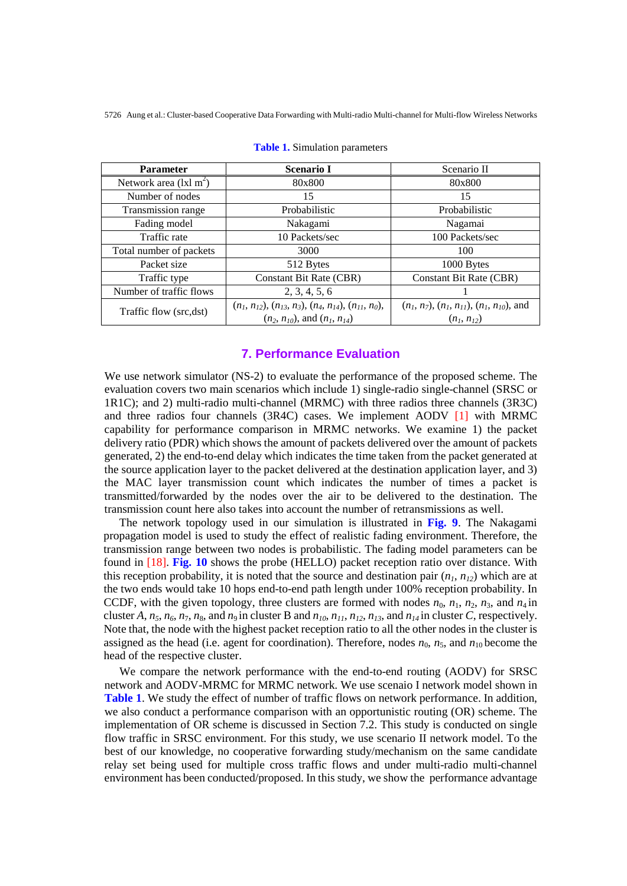**Table 1.** Simulation parameters

| **Parameter** | **Scenario I** | Scenario II |
|---|---|---|
| Network area (lxl $m^2$) | 80x800 | 80x800 |
| Number of nodes | 15 | 15 |
| Transmission range | Probabilistic | Probabilistic |
| Fading model | Nakagami | Nagamai |
| Traffic rate | 10 Packets/sec | 100 Packets/sec |
| Total number of packets | 3000 | 100 |
| Packet size | 512 Bytes | 1000 Bytes |
| Traffic type | Constant Bit Rate (CBR) | Constant Bit Rate (CBR) |
| Number of traffic flows | 2, 3, 4, 5, 6 | 1 |
| Traffic flow (src,dst) | ($n_1$, $n_{12}$), ($n_{13}$, $n_3$), ($n_4$, $n_{14}$), ($n_{11}$, $n_0$), ($n_2$, $n_{10}$), and ($n_1$, $n_{14}$) | ($n_1$, $n_7$), ($n_1$, $n_{11}$), ($n_1$, $n_{10}$), and ($n_1$, $n_{12}$) |

## 7. Performance Evaluation

We use network simulator (NS-2) to evaluate the performance of the proposed scheme. The evaluation covers two main scenarios which include 1) single-radio single-channel (SRSC or 1R1C); and 2) multi-radio multi-channel (MRMC) with three radios three channels (3R3C) and three radios four channels (3R4C) cases. We implement AODV [1] with MRMC capability for performance comparison in MRMC networks. We examine 1) the packet delivery ratio (PDR) which shows the amount of packets delivered over the amount of packets generated, 2) the end-to-end delay which indicates the time taken from the packet generated at the source application layer to the packet delivered at the destination application layer, and 3) the MAC layer transmission count which indicates the number of times a packet is transmitted/forwarded by the nodes over the air to be delivered to the destination. The transmission count here also takes into account the number of retransmissions as well.

The network topology used in our simulation is illustrated in **Fig. 9**. The Nakagami propagation model is used to study the effect of realistic fading environment. Therefore, the transmission range between two nodes is probabilistic. The fading model parameters can be found in [18]. **Fig. 10** shows the probe (HELLO) packet reception ratio over distance. With this reception probability, it is noted that the source and destination pair ($n_1$, $n_{12}$) which are at the two ends would take 10 hops end-to-end path length under 100% reception probability. In CCDF, with the given topology, three clusters are formed with nodes $n_0$, $n_1$, $n_2$, $n_3$, and $n_4$ in cluster *A*, $n_5$, $n_6$, $n_7$, $n_8$, and $n_9$ in cluster B and $n_{10}$, $n_{11}$, $n_{12}$, $n_{13}$, and $n_{14}$ in cluster *C*, respectively. Note that, the node with the highest packet reception ratio to all the other nodes in the cluster is assigned as the head (i.e. agent for coordination). Therefore, nodes $n_0$, $n_5$, and $n_{10}$ become the head of the respective cluster.

We compare the network performance with the end-to-end routing (AODV) for SRSC network and AODV-MRMC for MRMC network. We use scenaio I network model shown in **Table 1**. We study the effect of number of traffic flows on network performance. In addition, we also conduct a performance comparison with an opportunistic routing (OR) scheme. The implementation of OR scheme is discussed in Section 7.2. This study is conducted on single flow traffic in SRSC environment. For this study, we use scenario II network model. To the best of our knowledge, no cooperative forwarding study/mechanism on the same candidate relay set being used for multiple cross traffic flows and under multi-radio multi-channel environment has been conducted/proposed. In this study, we show the performance advantage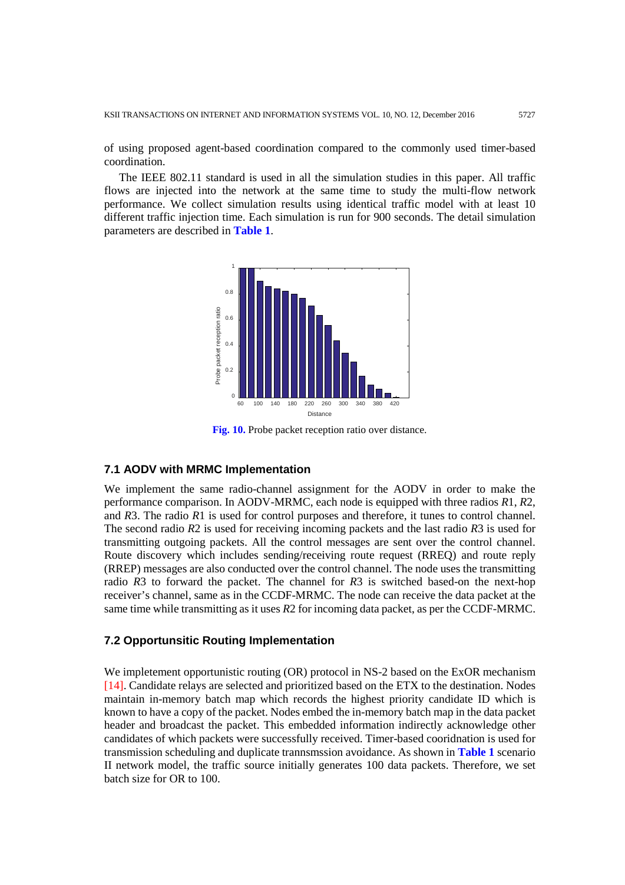of using proposed agent-based coordination compared to the commonly used timer-based coordination.

The IEEE 802.11 standard is used in all the simulation studies in this paper. All traffic flows are injected into the network at the same time to study the multi-flow network performance. We collect simulation results using identical traffic model with at least 10 different traffic injection time. Each simulation is run for 900 seconds. The detail simulation parameters are described in **Table 1**.

**Fig. 10.** Probe packet reception ratio over distance.

### 7.1 AODV with MRMC Implementation

We implement the same radio-channel assignment for the AODV in order to make the performance comparison. In AODV-MRMC, each node is equipped with three radios $R1$, $R2$, and $R3$. The radio $R1$ is used for control purposes and therefore, it tunes to control channel. The second radio $R2$ is used for receiving incoming packets and the last radio $R3$ is used for transmitting outgoing packets. All the control messages are sent over the control channel. Route discovery which includes sending/receiving route request (RREQ) and route reply (RREP) messages are also conducted over the control channel. The node uses the transmitting radio $R3$ to forward the packet. The channel for $R3$ is switched based-on the next-hop receiver's channel, same as in the CCDF-MRMC. The node can receive the data packet at the same time while transmitting as it uses $R2$ for incoming data packet, as per the CCDF-MRMC.

### 7.2 Opportunsitic Routing Implementation

We impletement opportunistic routing (OR) protocol in NS-2 based on the ExOR mechanism [14]. Candidate relays are selected and prioritized based on the ETX to the destination. Nodes maintain in-memory batch map which records the highest priority candidate ID which is known to have a copy of the packet. Nodes embed the in-memory batch map in the data packet header and broadcast the packet. This embedded information indirectly acknowledge other candidates of which packets were successfully received. Timer-based cooridnation is used for transmission scheduling and duplicate trannsmssion avoidance. As shown in **Table 1** scenario II network model, the traffic source initially generates 100 data packets. Therefore, we set batch size for OR to 100.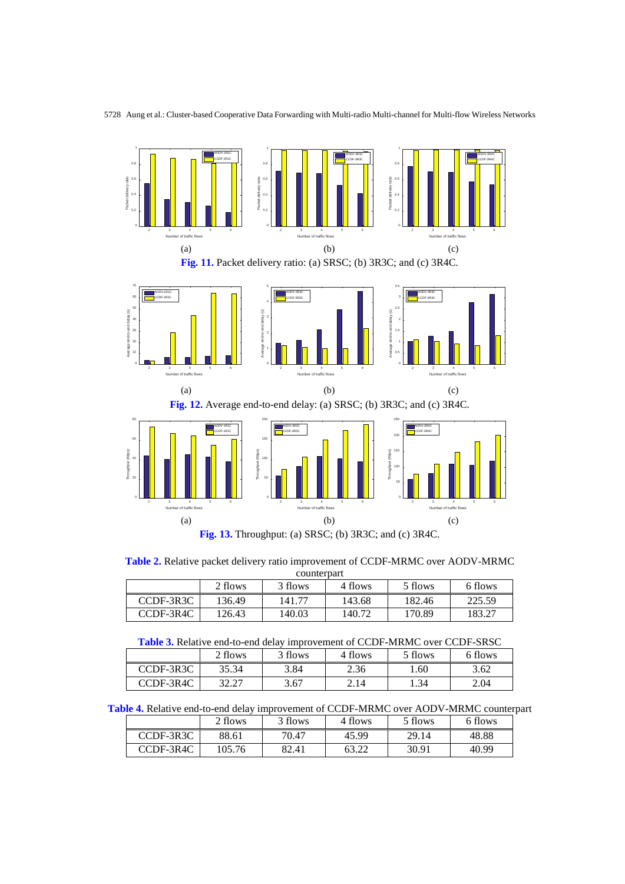(a) (b) (c)

**Fig. 11.** Packet delivery ratio: (a) SRSC; (b) 3R3C; and (c) 3R4C.

(a) (b) (c)

**Fig. 12.** Average end-to-end delay: (a) SRSC; (b) 3R3C; and (c) 3R4C.

(a) (b) (c)

**Fig. 13.** Throughput: (a) SRSC; (b) 3R3C; and (c) 3R4C.

**Table 2.** Relative packet delivery ratio improvement of CCDF-MRMC over AODV-MRMC counterpart

| | 2 flows | 3 flows | 4 flows | 5 flows | 6 flows |
|---|---|---|---|---|---|
| CCDF-3R3C | 136.49 | 141.77 | 143.68 | 182.46 | 225.59 |
| CCDF-3R4C | 126.43 | 140.03 | 140.72 | 170.89 | 183.27 |

**Table 3.** Relative end-to-end delay improvement of CCDF-MRMC over CCDF-SRSC

| | 2 flows | 3 flows | 4 flows | 5 flows | 6 flows |
|---|---|---|---|---|---|
| CCDF-3R3C | 35.34 | 3.84 | 2.36 | 1.60 | 3.62 |
| CCDF-3R4C | 32.27 | 3.67 | 2.14 | 1.34 | 2.04 |

**Table 4.** Relative end-to-end delay improvement of CCDF-MRMC over AODV-MRMC counterpart

| | 2 flows | 3 flows | 4 flows | 5 flows | 6 flows |
|---|---|---|---|---|---|
| CCDF-3R3C | 88.61 | 70.47 | 45.99 | 29.14 | 48.88 |
| CCDF-3R4C | 105.76 | 82.41 | 63.22 | 30.91 | 40.99 |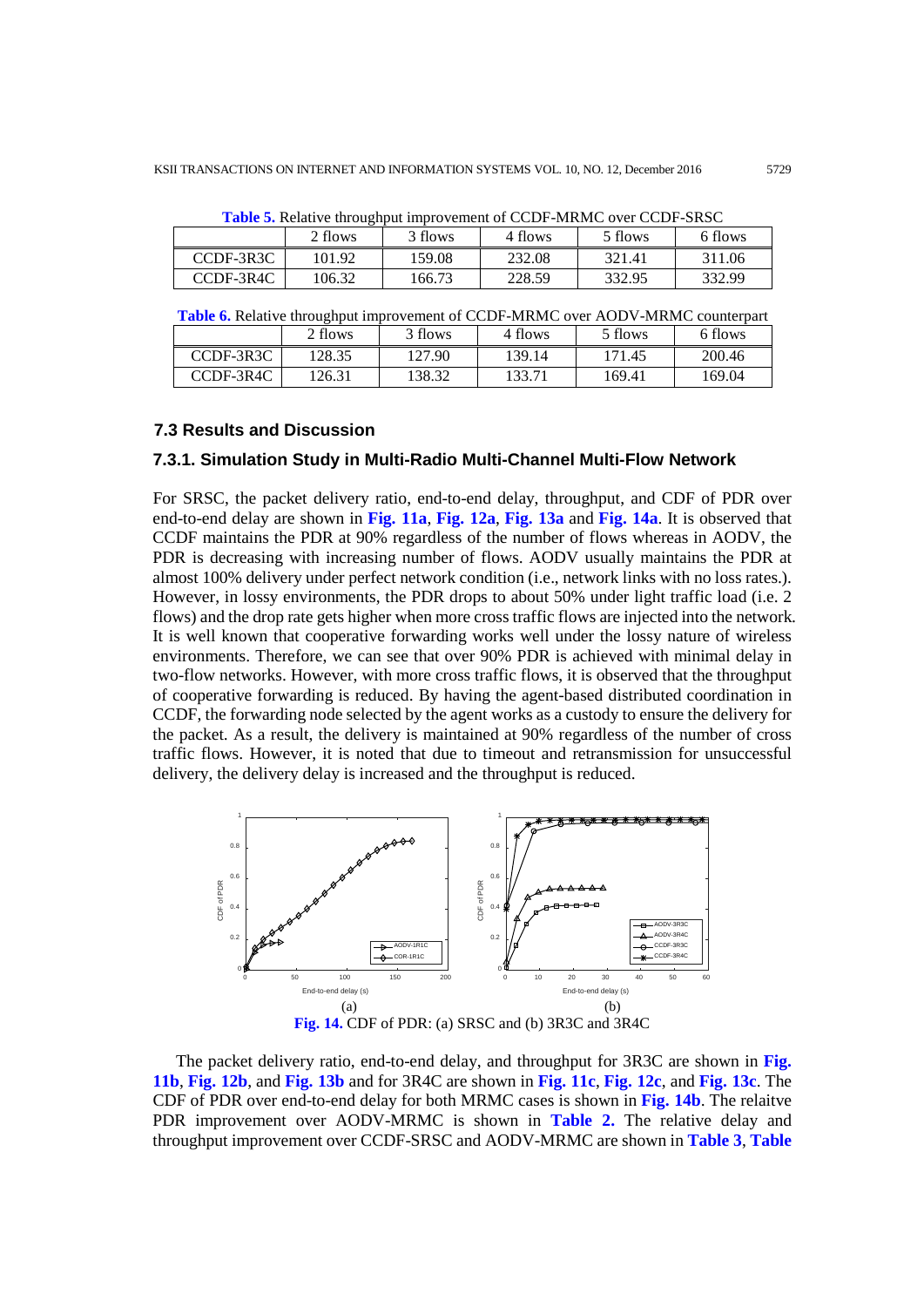**Table 5.** Relative throughput improvement of CCDF-MRMC over CCDF-SRSC

| | 2 flows | 3 flows | 4 flows | 5 flows | 6 flows |
|---|---|---|---|---|---|
| CCDF-3R3C | 101.92 | 159.08 | 232.08 | 321.41 | 311.06 |
| CCDF-3R4C | 106.32 | 166.73 | 228.59 | 332.95 | 332.99 |

**Table 6.** Relative throughput improvement of CCDF-MRMC over AODV-MRMC counterpart

| | 2 flows | 3 flows | 4 flows | 5 flows | 6 flows |
|---|---|---|---|---|---|
| CCDF-3R3C | 128.35 | 127.90 | 139.14 | 171.45 | 200.46 |
| CCDF-3R4C | 126.31 | 138.32 | 133.71 | 169.41 | 169.04 |

## 7.3 Results and Discussion

### 7.3.1. Simulation Study in Multi-Radio Multi-Channel Multi-Flow Network

For SRSC, the packet delivery ratio, end-to-end delay, throughput, and CDF of PDR over end-to-end delay are shown in **Fig. 11a**, **Fig. 12a**, **Fig. 13a** and **Fig. 14a**. It is observed that CCDF maintains the PDR at 90% regardless of the number of flows whereas in AODV, the PDR is decreasing with increasing number of flows. AODV usually maintains the PDR at almost 100% delivery under perfect network condition (i.e., network links with no loss rates.). However, in lossy environments, the PDR drops to about 50% under light traffic load (i.e. 2 flows) and the drop rate gets higher when more cross traffic flows are injected into the network. It is well known that cooperative forwarding works well under the lossy nature of wireless environments. Therefore, we can see that over 90% PDR is achieved with minimal delay in two-flow networks. However, with more cross traffic flows, it is observed that the throughput of cooperative forwarding is reduced. By having the agent-based distributed coordination in CCDF, the forwarding node selected by the agent works as a custody to ensure the delivery for the packet. As a result, the delivery is maintained at 90% regardless of the number of cross traffic flows. However, it is noted that due to timeout and retransmission for unsuccessful delivery, the delivery delay is increased and the throughput is reduced.

**Fig. 14.** CDF of PDR: (a) SRSC and (b) 3R3C and 3R4C

The packet delivery ratio, end-to-end delay, and throughput for 3R3C are shown in **Fig. 11b**, **Fig. 12b**, and **Fig. 13b** and for 3R4C are shown in **Fig. 11c**, **Fig. 12c**, and **Fig. 13c**. The CDF of PDR over end-to-end delay for both MRMC cases is shown in **Fig. 14b**. The relaitve PDR improvement over AODV-MRMC is shown in **Table 2.** The relative delay and throughput improvement over CCDF-SRSC and AODV-MRMC are shown in **Table 3**, **Table**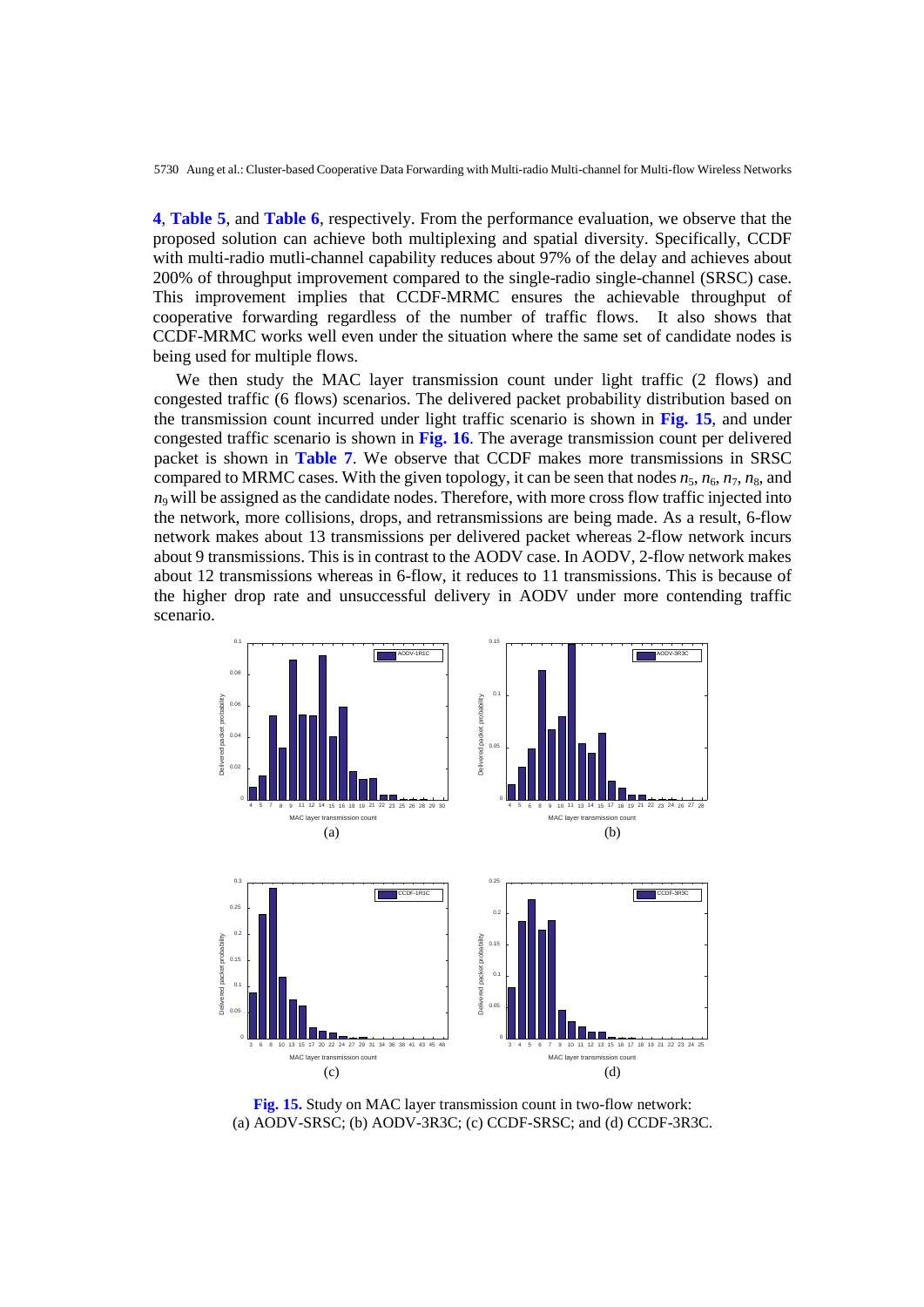**4**, **Table 5**, and **Table 6**, respectively. From the performance evaluation, we observe that the proposed solution can achieve both multiplexing and spatial diversity. Specifically, CCDF with multi-radio mutli-channel capability reduces about 97% of the delay and achieves about 200% of throughput improvement compared to the single-radio single-channel (SRSC) case. This improvement implies that CCDF-MRMC ensures the achievable throughput of cooperative forwarding regardless of the number of traffic flows. It also shows that CCDF-MRMC works well even under the situation where the same set of candidate nodes is being used for multiple flows.

We then study the MAC layer transmission count under light traffic (2 flows) and congested traffic (6 flows) scenarios. The delivered packet probability distribution based on the transmission count incurred under light traffic scenario is shown in **Fig. 15**, and under congested traffic scenario is shown in **Fig. 16**. The average transmission count per delivered packet is shown in **Table 7**. We observe that CCDF makes more transmissions in SRSC compared to MRMC cases. With the given topology, it can be seen that nodes $n_5$, $n_6$, $n_7$, $n_8$, and $n_9$ will be assigned as the candidate nodes. Therefore, with more cross flow traffic injected into the network, more collisions, drops, and retransmissions are being made. As a result, 6-flow network makes about 13 transmissions per delivered packet whereas 2-flow network incurs about 9 transmissions. This is in contrast to the AODV case. In AODV, 2-flow network makes about 12 transmissions whereas in 6-flow, it reduces to 11 transmissions. This is because of the higher drop rate and unsuccessful delivery in AODV under more contending traffic scenario.

**Fig. 15.** Study on MAC layer transmission count in two-flow network: (a) AODV-SRSC; (b) AODV-3R3C; (c) CCDF-SRSC; and (d) CCDF-3R3C.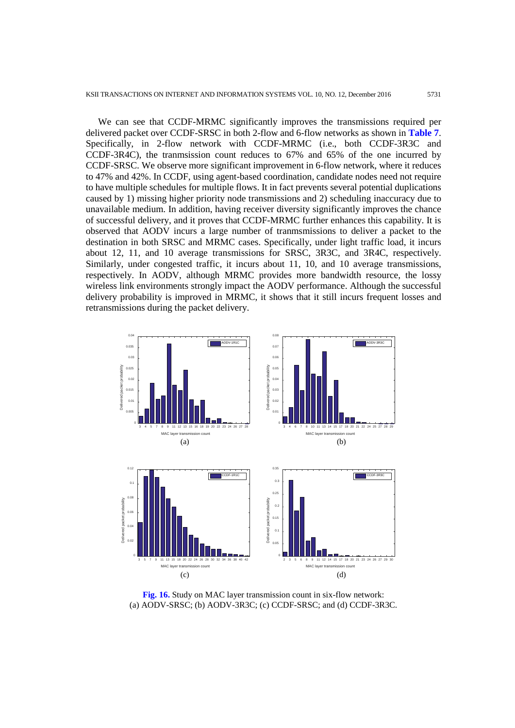We can see that CCDF-MRMC significantly improves the transmissions required per delivered packet over CCDF-SRSC in both 2-flow and 6-flow networks as shown in **Table 7**. Specifically, in 2-flow network with CCDF-MRMC (i.e., both CCDF-3R3C and CCDF-3R4C), the tranmsission count reduces to 67% and 65% of the one incurred by CCDF-SRSC. We observe more significant improvement in 6-flow network, where it reduces to 47% and 42%. In CCDF, using agent-based coordination, candidate nodes need not require to have multiple schedules for multiple flows. It in fact prevents several potential duplications caused by 1) missing higher priority node transmissions and 2) scheduling inaccuracy due to unavailable medium. In addition, having receiver diversity significantly improves the chance of successful delivery, and it proves that CCDF-MRMC further enhances this capability. It is observed that AODV incurs a large number of tranmsmissions to deliver a packet to the destination in both SRSC and MRMC cases. Specifically, under light traffic load, it incurs about 12, 11, and 10 average transmissions for SRSC, 3R3C, and 3R4C, respectively. Similarly, under congested traffic, it incurs about 11, 10, and 10 average transmissions, respectively. In AODV, although MRMC provides more bandwidth resource, the lossy wireless link environments strongly impact the AODV performance. Although the successful delivery probability is improved in MRMC, it shows that it still incurs frequent losses and retransmissions during the packet delivery.

**Fig. 16.** Study on MAC layer transmission count in six-flow network: (a) AODV-SRSC; (b) AODV-3R3C; (c) CCDF-SRSC; and (d) CCDF-3R3C.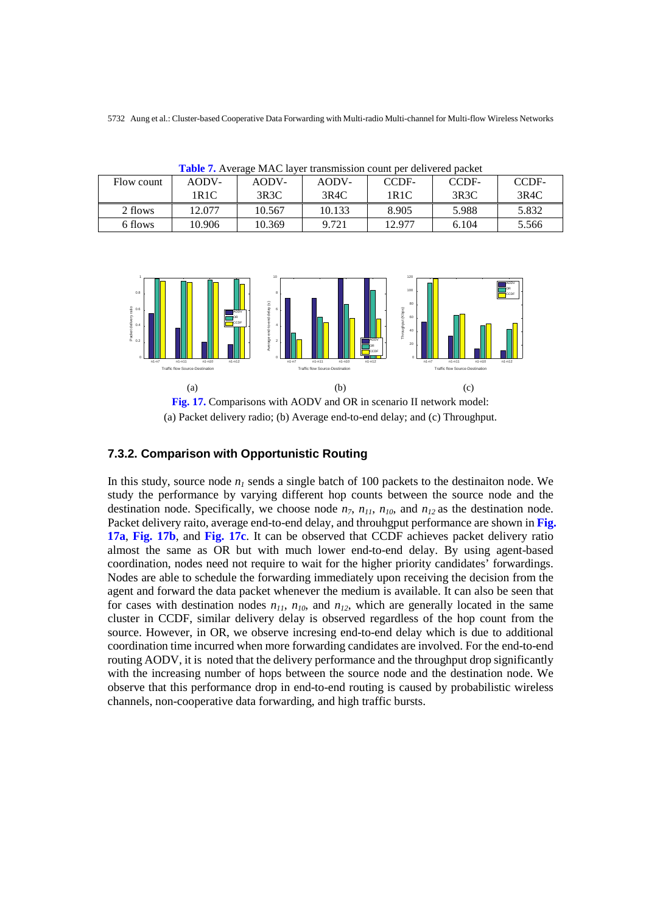**Table 7.** Average MAC layer transmission count per delivered packet

| Flow count | AODV-1R1C | AODV-3R3C | AODV-3R4C | CCDF-1R1C | CCDF-3R3C | CCDF-3R4C |
|---|---|---|---|---|---|---|
| 2 flows | 12.077 | 10.567 | 10.133 | 8.905 | 5.988 | 5.832 |
| 6 flows | 10.906 | 10.369 | 9.721 | 12.977 | 6.104 | 5.566 |

(a) (b) (c)

**Fig. 17.** Comparisons with AODV and OR in scenario II network model: (a) Packet delivery radio; (b) Average end-to-end delay; and (c) Throughput.

### 7.3.2. Comparison with Opportunistic Routing

In this study, source node $n_1$ sends a single batch of 100 packets to the destinaiton node. We study the performance by varying different hop counts between the source node and the destination node. Specifically, we choose node $n_7$, $n_{11}$, $n_{10}$, and $n_{12}$ as the destination node. Packet delivery raito, average end-to-end delay, and throuhgput performance are shown in **Fig. 17a**, **Fig. 17b**, and **Fig. 17c**. It can be observed that CCDF achieves packet delivery ratio almost the same as OR but with much lower end-to-end delay. By using agent-based coordination, nodes need not require to wait for the higher priority candidates' forwardings. Nodes are able to schedule the forwarding immediately upon receiving the decision from the agent and forward the data packet whenever the medium is available. It can also be seen that for cases with destination nodes $n_{11}$, $n_{10}$, and $n_{12}$, which are generally located in the same cluster in CCDF, similar delivery delay is observed regardless of the hop count from the source. However, in OR, we observe incresing end-to-end delay which is due to additional coordination time incurred when more forwarding candidates are involved. For the end-to-end routing AODV, it is noted that the delivery performance and the throughput drop significantly with the increasing number of hops between the source node and the destination node. We observe that this performance drop in end-to-end routing is caused by probabilistic wireless channels, non-cooperative data forwarding, and high traffic bursts.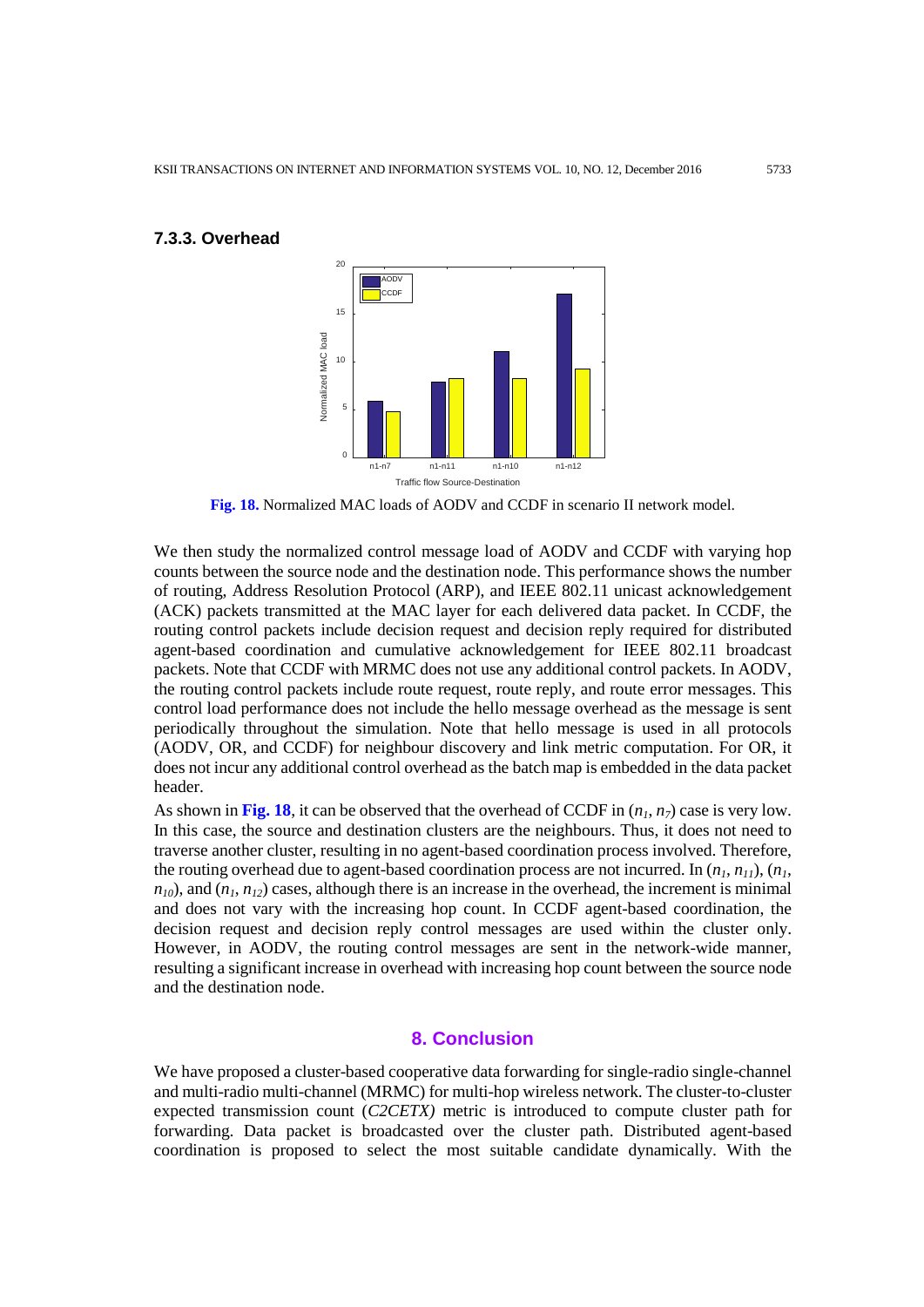### 7.3.3. Overhead

**Fig. 18.** Normalized MAC loads of AODV and CCDF in scenario II network model.

We then study the normalized control message load of AODV and CCDF with varying hop counts between the source node and the destination node. This performance shows the number of routing, Address Resolution Protocol (ARP), and IEEE 802.11 unicast acknowledgement (ACK) packets transmitted at the MAC layer for each delivered data packet. In CCDF, the routing control packets include decision request and decision reply required for distributed agent-based coordination and cumulative acknowledgement for IEEE 802.11 broadcast packets. Note that CCDF with MRMC does not use any additional control packets. In AODV, the routing control packets include route request, route reply, and route error messages. This control load performance does not include the hello message overhead as the message is sent periodically throughout the simulation. Note that hello message is used in all protocols (AODV, OR, and CCDF) for neighbour discovery and link metric computation. For OR, it does not incur any additional control overhead as the batch map is embedded in the data packet header.

As shown in **Fig. 18**, it can be observed that the overhead of CCDF in ($n_1$, $n_7$) case is very low. In this case, the source and destination clusters are the neighbours. Thus, it does not need to traverse another cluster, resulting in no agent-based coordination process involved. Therefore, the routing overhead due to agent-based coordination process are not incurred. In ($n_1$, $n_{11}$), ($n_1$, $n_{10}$), and ($n_1$, $n_{12}$) cases, although there is an increase in the overhead, the increment is minimal and does not vary with the increasing hop count. In CCDF agent-based coordination, the decision request and decision reply control messages are used within the cluster only. However, in AODV, the routing control messages are sent in the network-wide manner, resulting a significant increase in overhead with increasing hop count between the source node and the destination node.

## 8. Conclusion

We have proposed a cluster-based cooperative data forwarding for single-radio single-channel and multi-radio multi-channel (MRMC) for multi-hop wireless network. The cluster-to-cluster expected transmission count (*C2CETX)* metric is introduced to compute cluster path for forwarding. Data packet is broadcasted over the cluster path. Distributed agent-based coordination is proposed to select the most suitable candidate dynamically. With the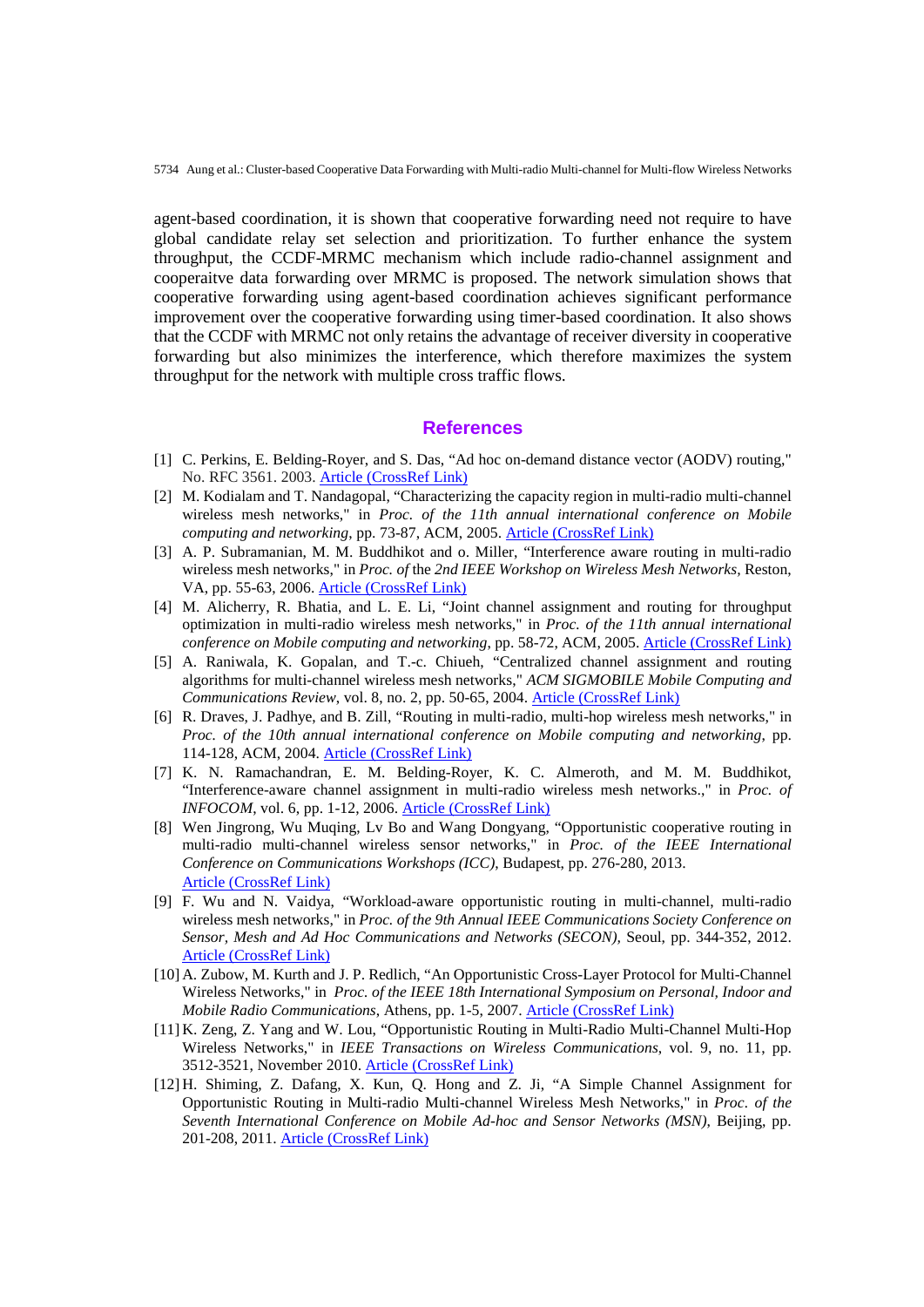agent-based coordination, it is shown that cooperative forwarding need not require to have global candidate relay set selection and prioritization. To further enhance the system throughput, the CCDF-MRMC mechanism which include radio-channel assignment and cooperaitve data forwarding over MRMC is proposed. The network simulation shows that cooperative forwarding using agent-based coordination achieves significant performance improvement over the cooperative forwarding using timer-based coordination. It also shows that the CCDF with MRMC not only retains the advantage of receiver diversity in cooperative forwarding but also minimizes the interference, which therefore maximizes the system throughput for the network with multiple cross traffic flows.

## References

[1] C. Perkins, E. Belding-Royer, and S. Das, "Ad hoc on-demand distance vector (AODV) routing," No. RFC 3561. 2003. Article (CrossRef Link)

[2] M. Kodialam and T. Nandagopal, "Characterizing the capacity region in multi-radio multi-channel wireless mesh networks," in *Proc. of the 11th annual international conference on Mobile computing and networking*, pp. 73-87, ACM, 2005. Article (CrossRef Link)

[3] A. P. Subramanian, M. M. Buddhikot and o. Miller, "Interference aware routing in multi-radio wireless mesh networks," in *Proc. of* the *2nd IEEE Workshop on Wireless Mesh Networks*, Reston, VA, pp. 55-63, 2006. Article (CrossRef Link)

[4] M. Alicherry, R. Bhatia, and L. E. Li, "Joint channel assignment and routing for throughput optimization in multi-radio wireless mesh networks," in *Proc. of the 11th annual international conference on Mobile computing and networking*, pp. 58-72, ACM, 2005. Article (CrossRef Link)

[5] A. Raniwala, K. Gopalan, and T.-c. Chiueh, "Centralized channel assignment and routing algorithms for multi-channel wireless mesh networks," *ACM SIGMOBILE Mobile Computing and Communications Review*, vol. 8, no. 2, pp. 50-65, 2004. Article (CrossRef Link)

[6] R. Draves, J. Padhye, and B. Zill, "Routing in multi-radio, multi-hop wireless mesh networks," in *Proc. of the 10th annual international conference on Mobile computing and networking*, pp. 114-128, ACM, 2004. Article (CrossRef Link)

[7] K. N. Ramachandran, E. M. Belding-Royer, K. C. Almeroth, and M. M. Buddhikot, "Interference-aware channel assignment in multi-radio wireless mesh networks.," in *Proc. of INFOCOM*, vol. 6, pp. 1-12, 2006. Article (CrossRef Link)

[8] Wen Jingrong, Wu Muqing, Lv Bo and Wang Dongyang, "Opportunistic cooperative routing in multi-radio multi-channel wireless sensor networks," in *Proc. of the IEEE International Conference on Communications Workshops (ICC)*, Budapest, pp. 276-280, 2013. Article (CrossRef Link)

[9] F. Wu and N. Vaidya, "Workload-aware opportunistic routing in multi-channel, multi-radio wireless mesh networks," in *Proc. of the 9th Annual IEEE Communications Society Conference on Sensor, Mesh and Ad Hoc Communications and Networks (SECON)*, Seoul, pp. 344-352, 2012. Article (CrossRef Link)

[10] A. Zubow, M. Kurth and J. P. Redlich, "An Opportunistic Cross-Layer Protocol for Multi-Channel Wireless Networks," in *Proc. of the IEEE 18th International Symposium on Personal, Indoor and Mobile Radio Communications*, Athens, pp. 1-5, 2007. Article (CrossRef Link)

[11] K. Zeng, Z. Yang and W. Lou, "Opportunistic Routing in Multi-Radio Multi-Channel Multi-Hop Wireless Networks," in *IEEE Transactions on Wireless Communications*, vol. 9, no. 11, pp. 3512-3521, November 2010. Article (CrossRef Link)

[12] H. Shiming, Z. Dafang, X. Kun, Q. Hong and Z. Ji, "A Simple Channel Assignment for Opportunistic Routing in Multi-radio Multi-channel Wireless Mesh Networks," in *Proc. of the Seventh International Conference on Mobile Ad-hoc and Sensor Networks (MSN)*, Beijing, pp. 201-208, 2011. Article (CrossRef Link)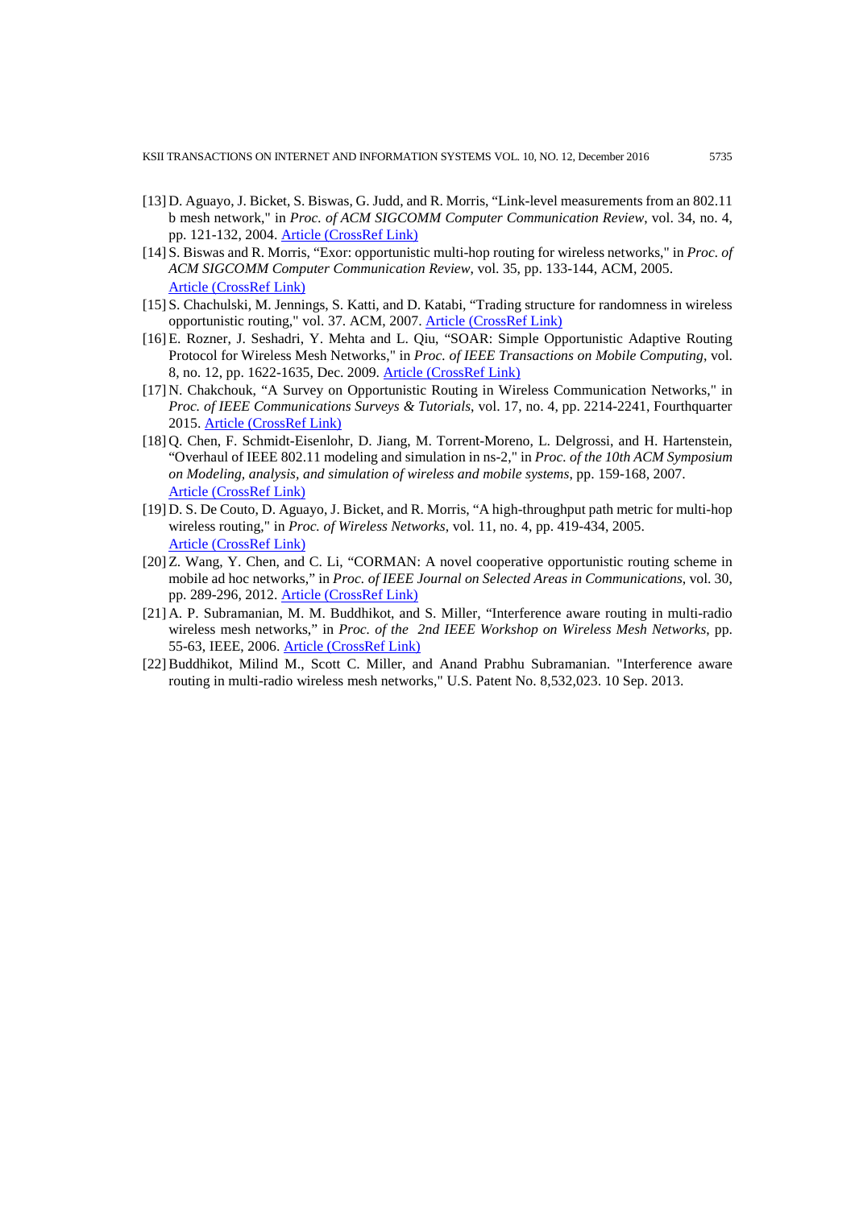[13] D. Aguayo, J. Bicket, S. Biswas, G. Judd, and R. Morris, "Link-level measurements from an 802.11 b mesh network," in *Proc. of ACM SIGCOMM Computer Communication Review*, vol. 34, no. 4, pp. 121-132, 2004. Article (CrossRef Link)

[14] S. Biswas and R. Morris, "Exor: opportunistic multi-hop routing for wireless networks," in *Proc. of ACM SIGCOMM Computer Communication Review*, vol. 35, pp. 133-144, ACM, 2005. Article (CrossRef Link)

[15] S. Chachulski, M. Jennings, S. Katti, and D. Katabi, "Trading structure for randomness in wireless opportunistic routing," vol. 37. ACM, 2007. Article (CrossRef Link)

[16] E. Rozner, J. Seshadri, Y. Mehta and L. Qiu, "SOAR: Simple Opportunistic Adaptive Routing Protocol for Wireless Mesh Networks," in *Proc. of IEEE Transactions on Mobile Computing*, vol. 8, no. 12, pp. 1622-1635, Dec. 2009. Article (CrossRef Link)

[17] N. Chakchouk, "A Survey on Opportunistic Routing in Wireless Communication Networks," in *Proc. of IEEE Communications Surveys & Tutorials*, vol. 17, no. 4, pp. 2214-2241, Fourthquarter 2015. Article (CrossRef Link)

[18] Q. Chen, F. Schmidt-Eisenlohr, D. Jiang, M. Torrent-Moreno, L. Delgrossi, and H. Hartenstein, "Overhaul of IEEE 802.11 modeling and simulation in ns-2," in *Proc. of the 10th ACM Symposium on Modeling, analysis, and simulation of wireless and mobile systems*, pp. 159-168, 2007. Article (CrossRef Link)

[19] D. S. De Couto, D. Aguayo, J. Bicket, and R. Morris, "A high-throughput path metric for multi-hop wireless routing," in *Proc. of Wireless Networks*, vol. 11, no. 4, pp. 419-434, 2005. Article (CrossRef Link)

[20] Z. Wang, Y. Chen, and C. Li, "CORMAN: A novel cooperative opportunistic routing scheme in mobile ad hoc networks," in *Proc. of IEEE Journal on Selected Areas in Communications*, vol. 30, pp. 289-296, 2012. Article (CrossRef Link)

[21] A. P. Subramanian, M. M. Buddhikot, and S. Miller, "Interference aware routing in multi-radio wireless mesh networks," in *Proc. of the 2nd IEEE Workshop on Wireless Mesh Networks*, pp. 55-63, IEEE, 2006. Article (CrossRef Link)

[22] Buddhikot, Milind M., Scott C. Miller, and Anand Prabhu Subramanian. "Interference aware routing in multi-radio wireless mesh networks," U.S. Patent No. 8,532,023. 10 Sep. 2013.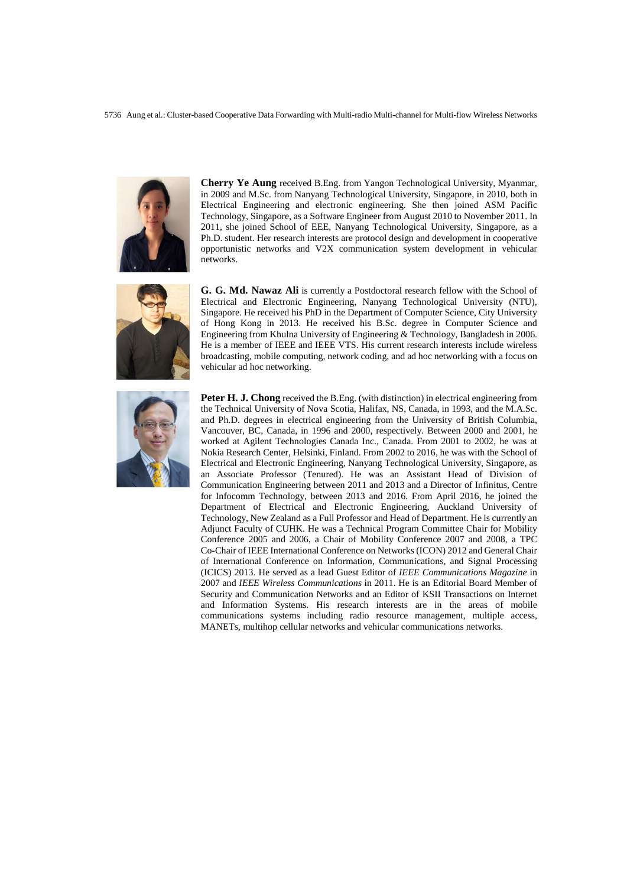**Cherry Ye Aung** received B.Eng. from Yangon Technological University, Myanmar, in 2009 and M.Sc. from Nanyang Technological University, Singapore, in 2010, both in Electrical Engineering and electronic engineering. She then joined ASM Pacific Technology, Singapore, as a Software Engineer from August 2010 to November 2011. In 2011, she joined School of EEE, Nanyang Technological University, Singapore, as a Ph.D. student. Her research interests are protocol design and development in cooperative opportunistic networks and V2X communication system development in vehicular networks.

**G. G. Md. Nawaz Ali** is currently a Postdoctoral research fellow with the School of Electrical and Electronic Engineering, Nanyang Technological University (NTU), Singapore. He received his PhD in the Department of Computer Science, City University of Hong Kong in 2013. He received his B.Sc. degree in Computer Science and Engineering from Khulna University of Engineering & Technology, Bangladesh in 2006. He is a member of IEEE and IEEE VTS. His current research interests include wireless broadcasting, mobile computing, network coding, and ad hoc networking with a focus on vehicular ad hoc networking.

**Peter H. J. Chong** received the B.Eng. (with distinction) in electrical engineering from the Technical University of Nova Scotia, Halifax, NS, Canada, in 1993, and the M.A.Sc. and Ph.D. degrees in electrical engineering from the University of British Columbia, Vancouver, BC, Canada, in 1996 and 2000, respectively. Between 2000 and 2001, he worked at Agilent Technologies Canada Inc., Canada. From 2001 to 2002, he was at Nokia Research Center, Helsinki, Finland. From 2002 to 2016, he was with the School of Electrical and Electronic Engineering, Nanyang Technological University, Singapore, as an Associate Professor (Tenured). He was an Assistant Head of Division of Communication Engineering between 2011 and 2013 and a Director of Infinitus, Centre for Infocomm Technology, between 2013 and 2016. From April 2016, he joined the Department of Electrical and Electronic Engineering, Auckland University of Technology, New Zealand as a Full Professor and Head of Department. He is currently an Adjunct Faculty of CUHK. He was a Technical Program Committee Chair for Mobility Conference 2005 and 2006, a Chair of Mobility Conference 2007 and 2008, a TPC Co-Chair of IEEE International Conference on Networks (ICON) 2012 and General Chair of International Conference on Information, Communications, and Signal Processing (ICICS) 2013. He served as a lead Guest Editor of *IEEE Communications Magazine* in 2007 and *IEEE Wireless Communications* in 2011. He is an Editorial Board Member of Security and Communication Networks and an Editor of KSII Transactions on Internet and Information Systems. His research interests are in the areas of mobile communications systems including radio resource management, multiple access, MANETs, multihop cellular networks and vehicular communications networks.